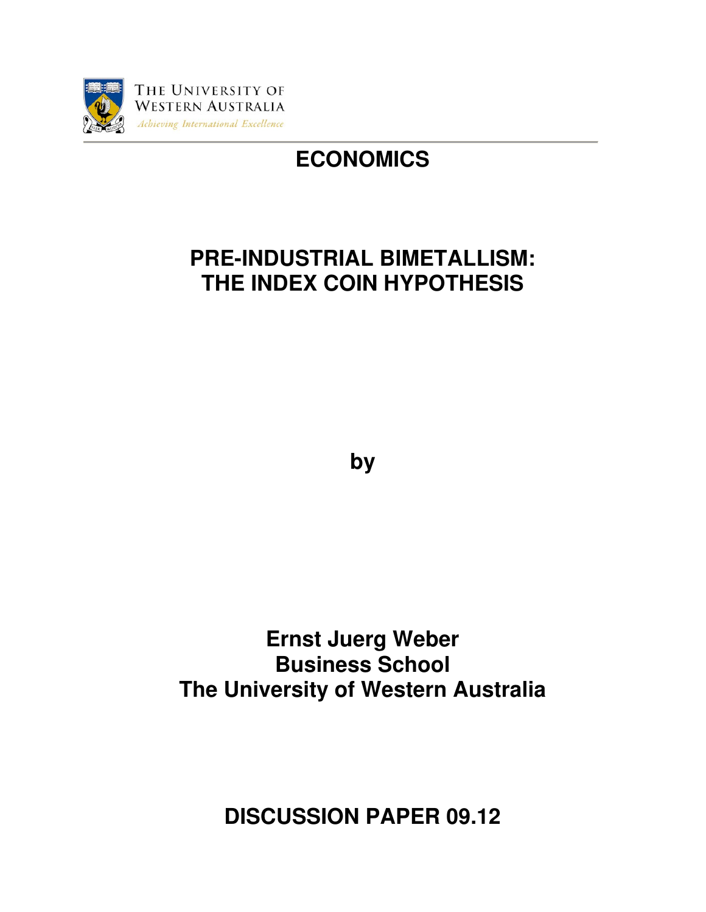THE UNIVERSITY OF WESTERN AUSTRALIA

*Achieving International Excellence*

# ECONOMICS

# PRE-INDUSTRIAL BIMETALLISM: THE INDEX COIN HYPOTHESIS

**by**

**Ernst Juerg Weber**
**Business School**
**The University of Western Australia**

**DISCUSSION PAPER 09.12**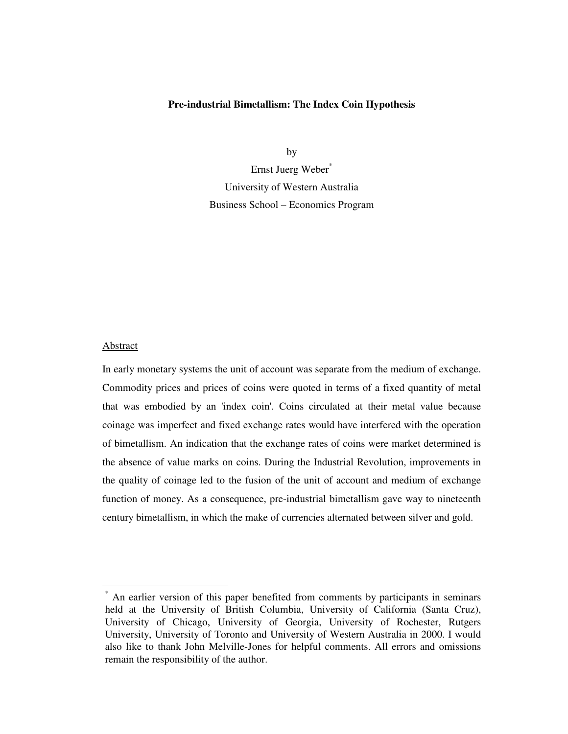**Pre-industrial Bimetallism: The Index Coin Hypothesis**

by

Ernst Juerg Weber[*]

University of Western Australia

Business School – Economics Program

Abstract

In early monetary systems the unit of account was separate from the medium of exchange. Commodity prices and prices of coins were quoted in terms of a fixed quantity of metal that was embodied by an 'index coin'. Coins circulated at their metal value because coinage was imperfect and fixed exchange rates would have interfered with the operation of bimetallism. An indication that the exchange rates of coins were market determined is the absence of value marks on coins. During the Industrial Revolution, improvements in the quality of coinage led to the fusion of the unit of account and medium of exchange function of money. As a consequence, pre-industrial bimetallism gave way to nineteenth century bimetallism, in which the make of currencies alternated between silver and gold.

---

[*] An earlier version of this paper benefited from comments by participants in seminars held at the University of British Columbia, University of California (Santa Cruz), University of Chicago, University of Georgia, University of Rochester, Rutgers University, University of Toronto and University of Western Australia in 2000. I would also like to thank John Melville-Jones for helpful comments. All errors and omissions remain the responsibility of the author.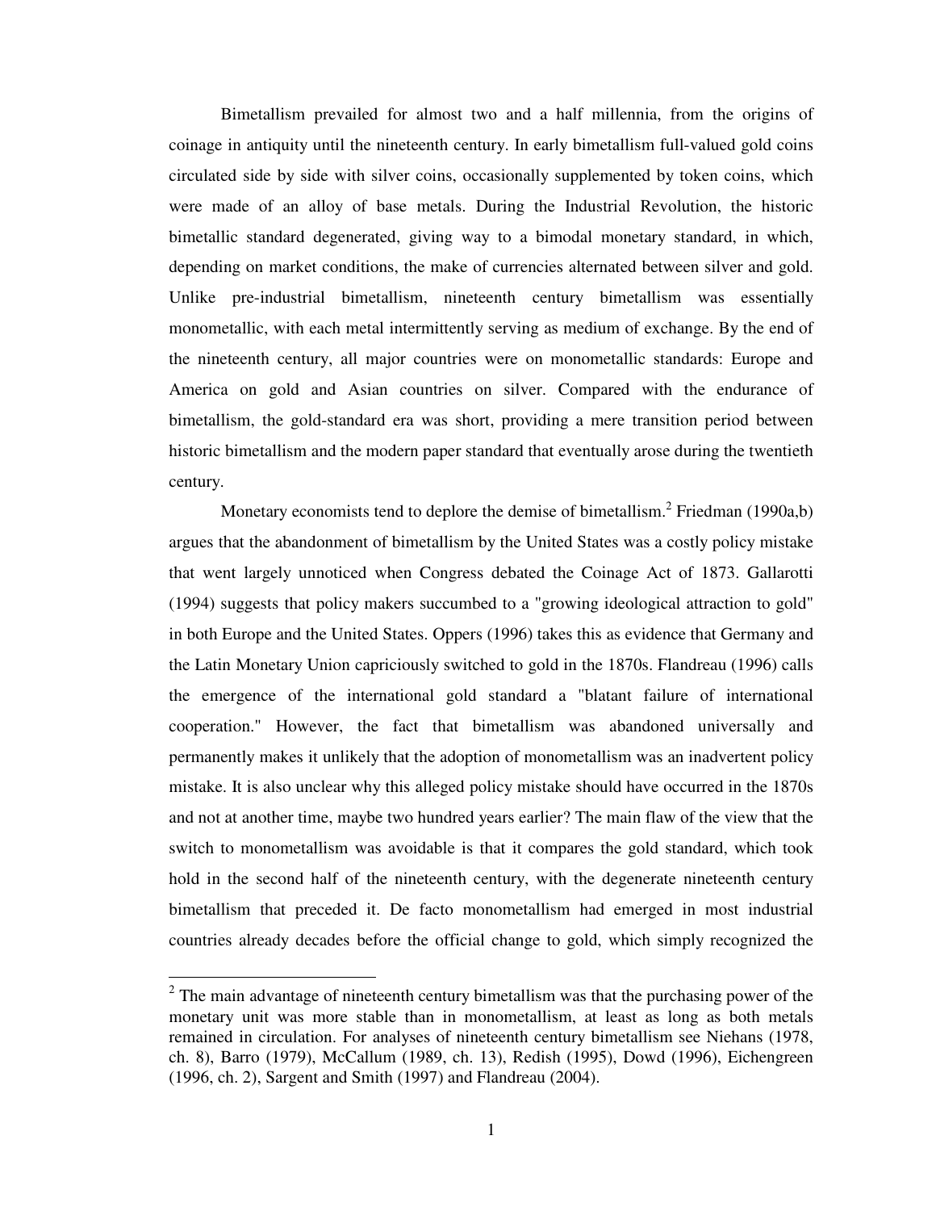Bimetallism prevailed for almost two and a half millennia, from the origins of coinage in antiquity until the nineteenth century. In early bimetallism full-valued gold coins circulated side by side with silver coins, occasionally supplemented by token coins, which were made of an alloy of base metals. During the Industrial Revolution, the historic bimetallic standard degenerated, giving way to a bimodal monetary standard, in which, depending on market conditions, the make of currencies alternated between silver and gold. Unlike pre-industrial bimetallism, nineteenth century bimetallism was essentially monometallic, with each metal intermittently serving as medium of exchange. By the end of the nineteenth century, all major countries were on monometallic standards: Europe and America on gold and Asian countries on silver. Compared with the endurance of bimetallism, the gold-standard era was short, providing a mere transition period between historic bimetallism and the modern paper standard that eventually arose during the twentieth century.

Monetary economists tend to deplore the demise of bimetallism.[2] Friedman (1990a,b) argues that the abandonment of bimetallism by the United States was a costly policy mistake that went largely unnoticed when Congress debated the Coinage Act of 1873. Gallarotti (1994) suggests that policy makers succumbed to a "growing ideological attraction to gold" in both Europe and the United States. Oppers (1996) takes this as evidence that Germany and the Latin Monetary Union capriciously switched to gold in the 1870s. Flandreau (1996) calls the emergence of the international gold standard a "blatant failure of international cooperation." However, the fact that bimetallism was abandoned universally and permanently makes it unlikely that the adoption of monometallism was an inadvertent policy mistake. It is also unclear why this alleged policy mistake should have occurred in the 1870s and not at another time, maybe two hundred years earlier? The main flaw of the view that the switch to monometallism was avoidable is that it compares the gold standard, which took hold in the second half of the nineteenth century, with the degenerate nineteenth century bimetallism that preceded it. De facto monometallism had emerged in most industrial countries already decades before the official change to gold, which simply recognized the

[2] The main advantage of nineteenth century bimetallism was that the purchasing power of the monetary unit was more stable than in monometallism, at least as long as both metals remained in circulation. For analyses of nineteenth century bimetallism see Niehans (1978, ch. 8), Barro (1979), McCallum (1989, ch. 13), Redish (1995), Dowd (1996), Eichengreen (1996, ch. 2), Sargent and Smith (1997) and Flandreau (2004).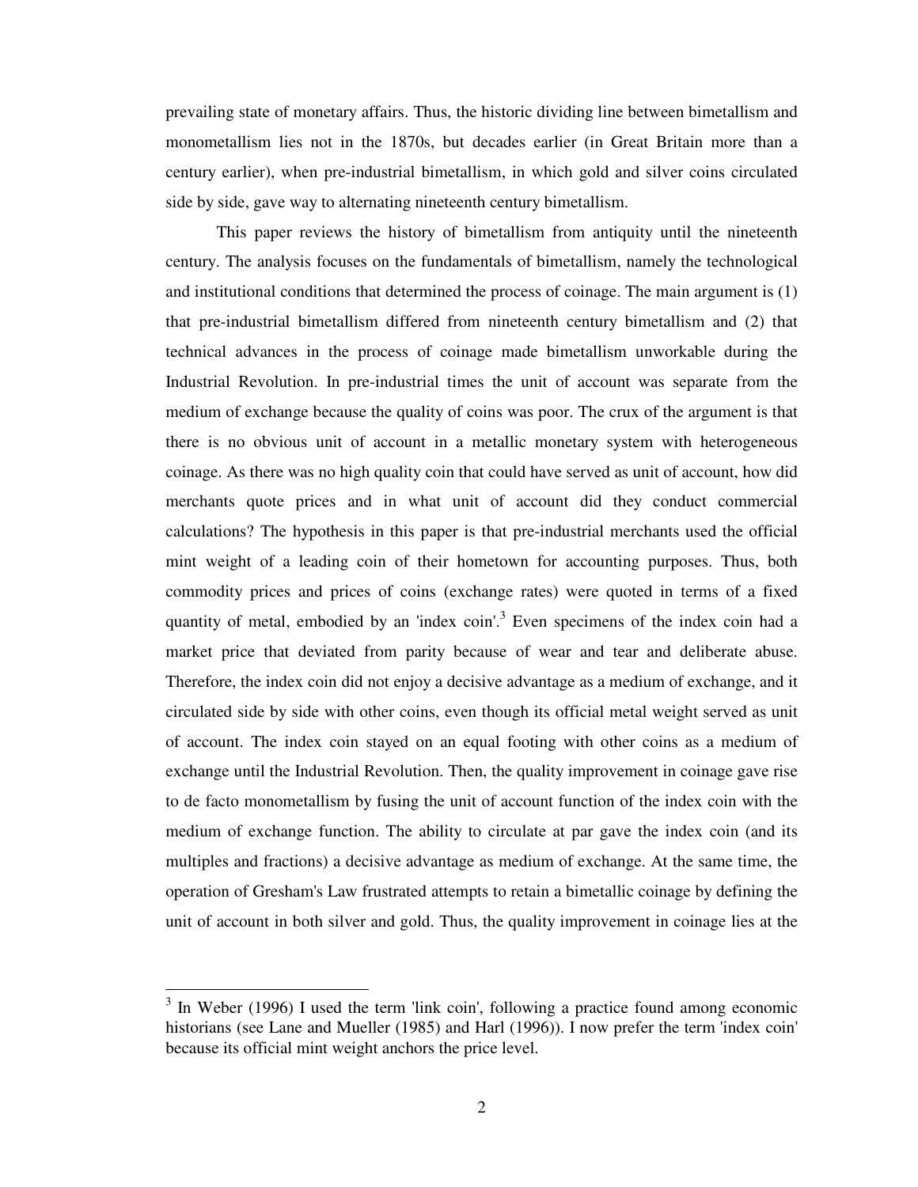prevailing state of monetary affairs. Thus, the historic dividing line between bimetallism and monometallism lies not in the 1870s, but decades earlier (in Great Britain more than a century earlier), when pre-industrial bimetallism, in which gold and silver coins circulated side by side, gave way to alternating nineteenth century bimetallism.

This paper reviews the history of bimetallism from antiquity until the nineteenth century. The analysis focuses on the fundamentals of bimetallism, namely the technological and institutional conditions that determined the process of coinage. The main argument is (1) that pre-industrial bimetallism differed from nineteenth century bimetallism and (2) that technical advances in the process of coinage made bimetallism unworkable during the Industrial Revolution. In pre-industrial times the unit of account was separate from the medium of exchange because the quality of coins was poor. The crux of the argument is that there is no obvious unit of account in a metallic monetary system with heterogeneous coinage. As there was no high quality coin that could have served as unit of account, how did merchants quote prices and in what unit of account did they conduct commercial calculations? The hypothesis in this paper is that pre-industrial merchants used the official mint weight of a leading coin of their hometown for accounting purposes. Thus, both commodity prices and prices of coins (exchange rates) were quoted in terms of a fixed quantity of metal, embodied by an 'index coin'.[3] Even specimens of the index coin had a market price that deviated from parity because of wear and tear and deliberate abuse. Therefore, the index coin did not enjoy a decisive advantage as a medium of exchange, and it circulated side by side with other coins, even though its official metal weight served as unit of account. The index coin stayed on an equal footing with other coins as a medium of exchange until the Industrial Revolution. Then, the quality improvement in coinage gave rise to de facto monometallism by fusing the unit of account function of the index coin with the medium of exchange function. The ability to circulate at par gave the index coin (and its multiples and fractions) a decisive advantage as medium of exchange. At the same time, the operation of Gresham's Law frustrated attempts to retain a bimetallic coinage by defining the unit of account in both silver and gold. Thus, the quality improvement in coinage lies at the

[3] In Weber (1996) I used the term 'link coin', following a practice found among economic historians (see Lane and Mueller (1985) and Harl (1996)). I now prefer the term 'index coin' because its official mint weight anchors the price level.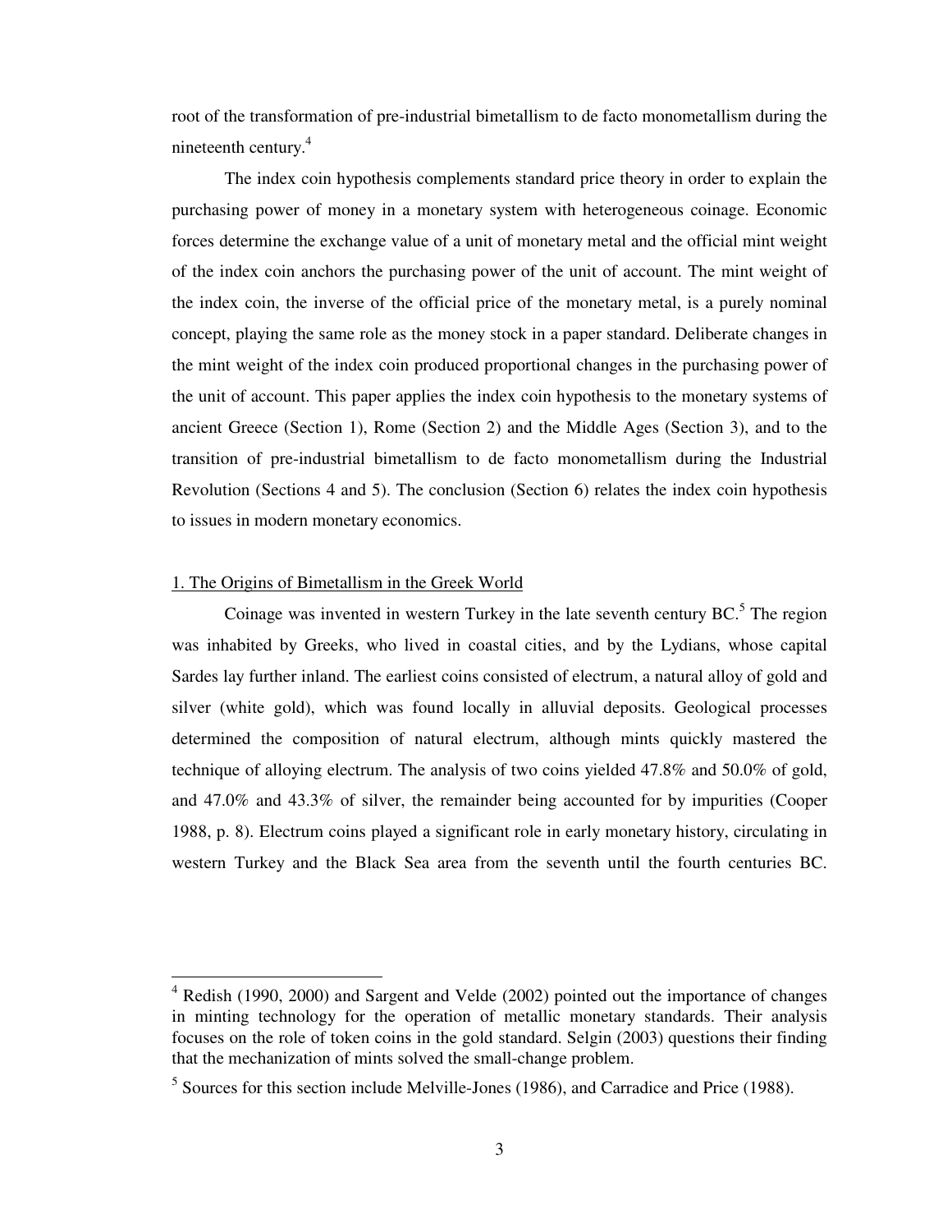root of the transformation of pre-industrial bimetallism to de facto monometallism during the nineteenth century.[4]

The index coin hypothesis complements standard price theory in order to explain the purchasing power of money in a monetary system with heterogeneous coinage. Economic forces determine the exchange value of a unit of monetary metal and the official mint weight of the index coin anchors the purchasing power of the unit of account. The mint weight of the index coin, the inverse of the official price of the monetary metal, is a purely nominal concept, playing the same role as the money stock in a paper standard. Deliberate changes in the mint weight of the index coin produced proportional changes in the purchasing power of the unit of account. This paper applies the index coin hypothesis to the monetary systems of ancient Greece (Section 1), Rome (Section 2) and the Middle Ages (Section 3), and to the transition of pre-industrial bimetallism to de facto monometallism during the Industrial Revolution (Sections 4 and 5). The conclusion (Section 6) relates the index coin hypothesis to issues in modern monetary economics.

## 1. The Origins of Bimetallism in the Greek World

Coinage was invented in western Turkey in the late seventh century BC.[5] The region was inhabited by Greeks, who lived in coastal cities, and by the Lydians, whose capital Sardes lay further inland. The earliest coins consisted of electrum, a natural alloy of gold and silver (white gold), which was found locally in alluvial deposits. Geological processes determined the composition of natural electrum, although mints quickly mastered the technique of alloying electrum. The analysis of two coins yielded 47.8% and 50.0% of gold, and 47.0% and 43.3% of silver, the remainder being accounted for by impurities (Cooper 1988, p. 8). Electrum coins played a significant role in early monetary history, circulating in western Turkey and the Black Sea area from the seventh until the fourth centuries BC.

---

[4] Redish (1990, 2000) and Sargent and Velde (2002) pointed out the importance of changes in minting technology for the operation of metallic monetary standards. Their analysis focuses on the role of token coins in the gold standard. Selgin (2003) questions their finding that the mechanization of mints solved the small-change problem.

[5] Sources for this section include Melville-Jones (1986), and Carradice and Price (1988).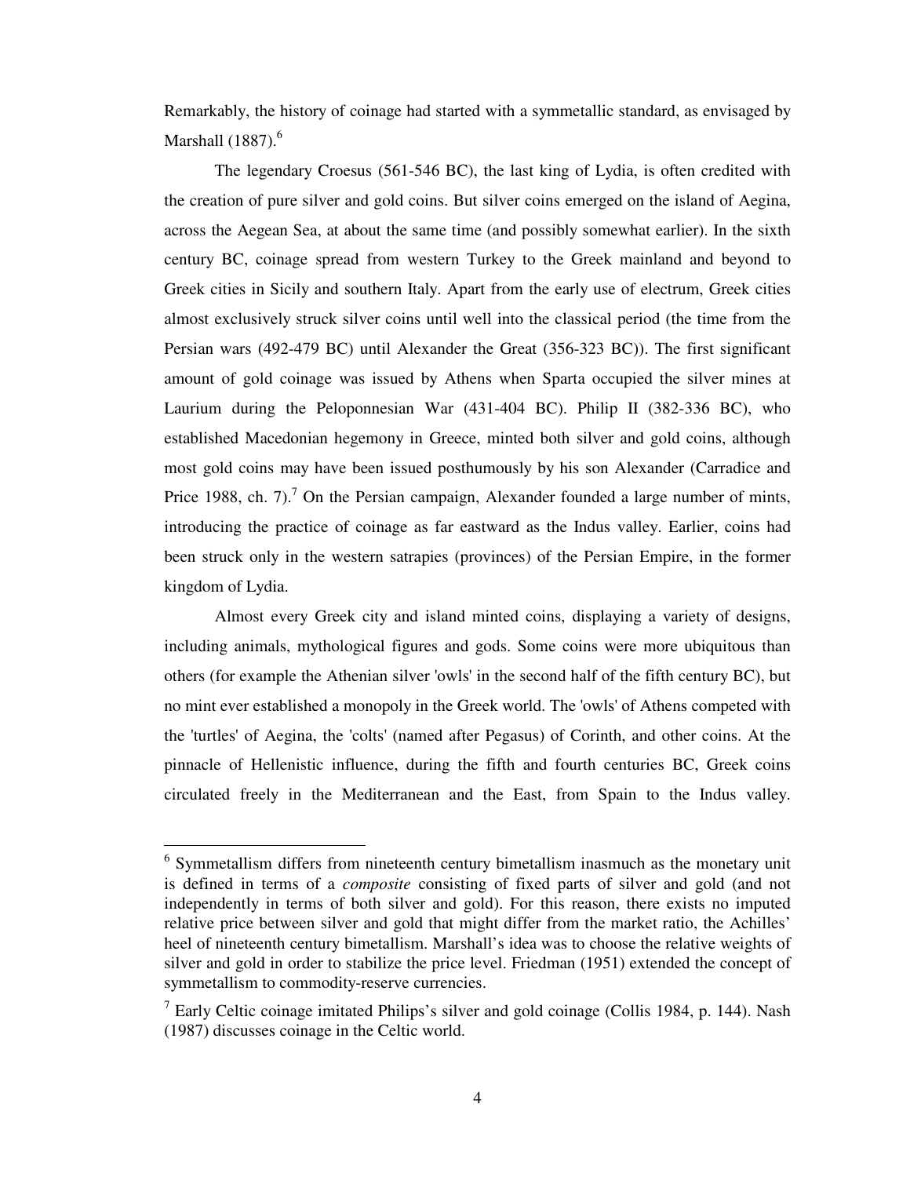Remarkably, the history of coinage had started with a symmetallic standard, as envisaged by Marshall (1887).[6]

The legendary Croesus (561-546 BC), the last king of Lydia, is often credited with the creation of pure silver and gold coins. But silver coins emerged on the island of Aegina, across the Aegean Sea, at about the same time (and possibly somewhat earlier). In the sixth century BC, coinage spread from western Turkey to the Greek mainland and beyond to Greek cities in Sicily and southern Italy. Apart from the early use of electrum, Greek cities almost exclusively struck silver coins until well into the classical period (the time from the Persian wars (492-479 BC) until Alexander the Great (356-323 BC)). The first significant amount of gold coinage was issued by Athens when Sparta occupied the silver mines at Laurium during the Peloponnesian War (431-404 BC). Philip II (382-336 BC), who established Macedonian hegemony in Greece, minted both silver and gold coins, although most gold coins may have been issued posthumously by his son Alexander (Carradice and Price 1988, ch. 7).[7] On the Persian campaign, Alexander founded a large number of mints, introducing the practice of coinage as far eastward as the Indus valley. Earlier, coins had been struck only in the western satrapies (provinces) of the Persian Empire, in the former kingdom of Lydia.

Almost every Greek city and island minted coins, displaying a variety of designs, including animals, mythological figures and gods. Some coins were more ubiquitous than others (for example the Athenian silver 'owls' in the second half of the fifth century BC), but no mint ever established a monopoly in the Greek world. The 'owls' of Athens competed with the 'turtles' of Aegina, the 'colts' (named after Pegasus) of Corinth, and other coins. At the pinnacle of Hellenistic influence, during the fifth and fourth centuries BC, Greek coins circulated freely in the Mediterranean and the East, from Spain to the Indus valley.

---

[6] Symmetallism differs from nineteenth century bimetallism inasmuch as the monetary unit is defined in terms of a *composite* consisting of fixed parts of silver and gold (and not independently in terms of both silver and gold). For this reason, there exists no imputed relative price between silver and gold that might differ from the market ratio, the Achilles' heel of nineteenth century bimetallism. Marshall's idea was to choose the relative weights of silver and gold in order to stabilize the price level. Friedman (1951) extended the concept of symmetallism to commodity-reserve currencies.

[7] Early Celtic coinage imitated Philips's silver and gold coinage (Collis 1984, p. 144). Nash (1987) discusses coinage in the Celtic world.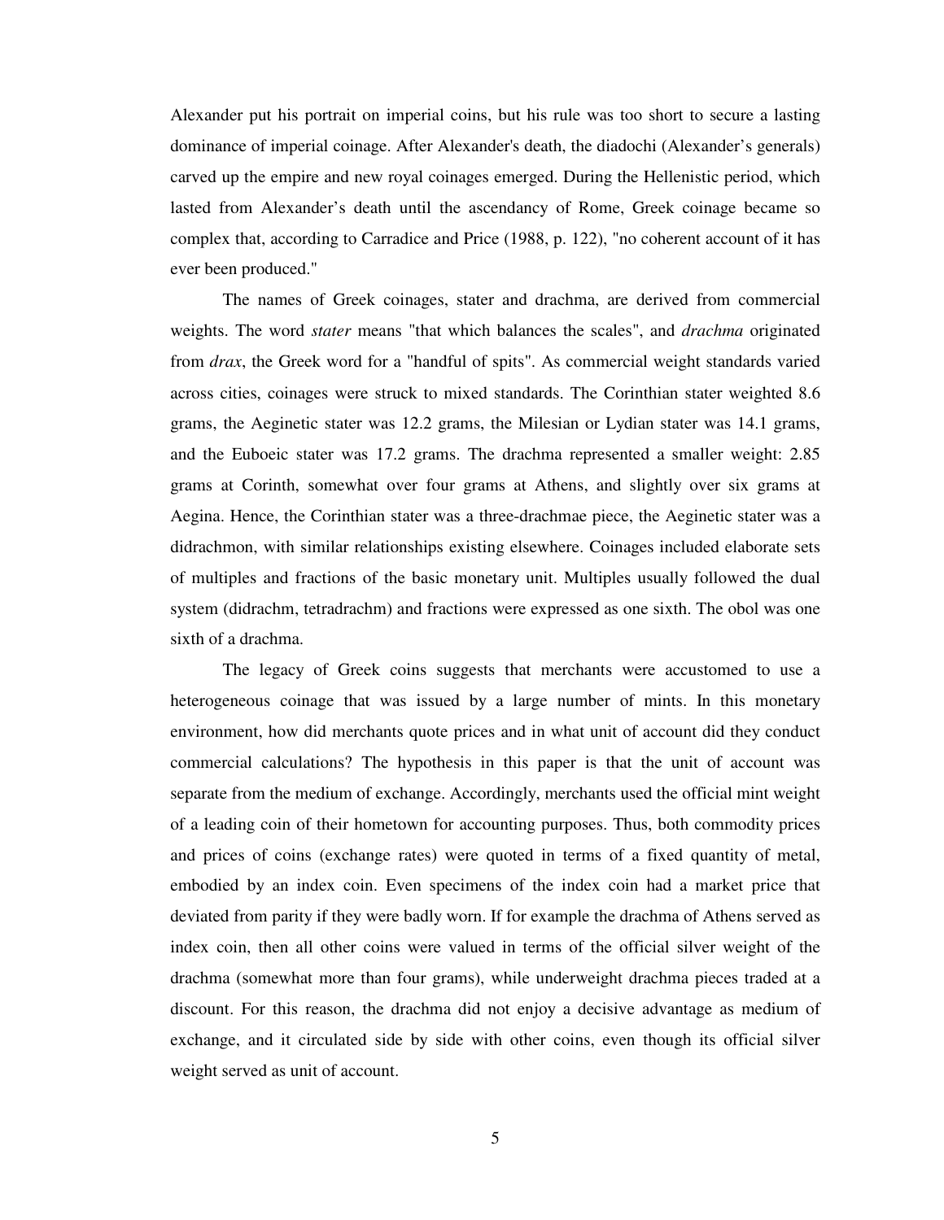Alexander put his portrait on imperial coins, but his rule was too short to secure a lasting dominance of imperial coinage. After Alexander's death, the diadochi (Alexander's generals) carved up the empire and new royal coinages emerged. During the Hellenistic period, which lasted from Alexander's death until the ascendancy of Rome, Greek coinage became so complex that, according to Carradice and Price (1988, p. 122), "no coherent account of it has ever been produced."

The names of Greek coinages, stater and drachma, are derived from commercial weights. The word *stater* means "that which balances the scales", and *drachma* originated from *drax*, the Greek word for a "handful of spits". As commercial weight standards varied across cities, coinages were struck to mixed standards. The Corinthian stater weighted 8.6 grams, the Aeginetic stater was 12.2 grams, the Milesian or Lydian stater was 14.1 grams, and the Euboeic stater was 17.2 grams. The drachma represented a smaller weight: 2.85 grams at Corinth, somewhat over four grams at Athens, and slightly over six grams at Aegina. Hence, the Corinthian stater was a three-drachmae piece, the Aeginetic stater was a didrachmon, with similar relationships existing elsewhere. Coinages included elaborate sets of multiples and fractions of the basic monetary unit. Multiples usually followed the dual system (didrachm, tetradrachm) and fractions were expressed as one sixth. The obol was one sixth of a drachma.

The legacy of Greek coins suggests that merchants were accustomed to use a heterogeneous coinage that was issued by a large number of mints. In this monetary environment, how did merchants quote prices and in what unit of account did they conduct commercial calculations? The hypothesis in this paper is that the unit of account was separate from the medium of exchange. Accordingly, merchants used the official mint weight of a leading coin of their hometown for accounting purposes. Thus, both commodity prices and prices of coins (exchange rates) were quoted in terms of a fixed quantity of metal, embodied by an index coin. Even specimens of the index coin had a market price that deviated from parity if they were badly worn. If for example the drachma of Athens served as index coin, then all other coins were valued in terms of the official silver weight of the drachma (somewhat more than four grams), while underweight drachma pieces traded at a discount. For this reason, the drachma did not enjoy a decisive advantage as medium of exchange, and it circulated side by side with other coins, even though its official silver weight served as unit of account.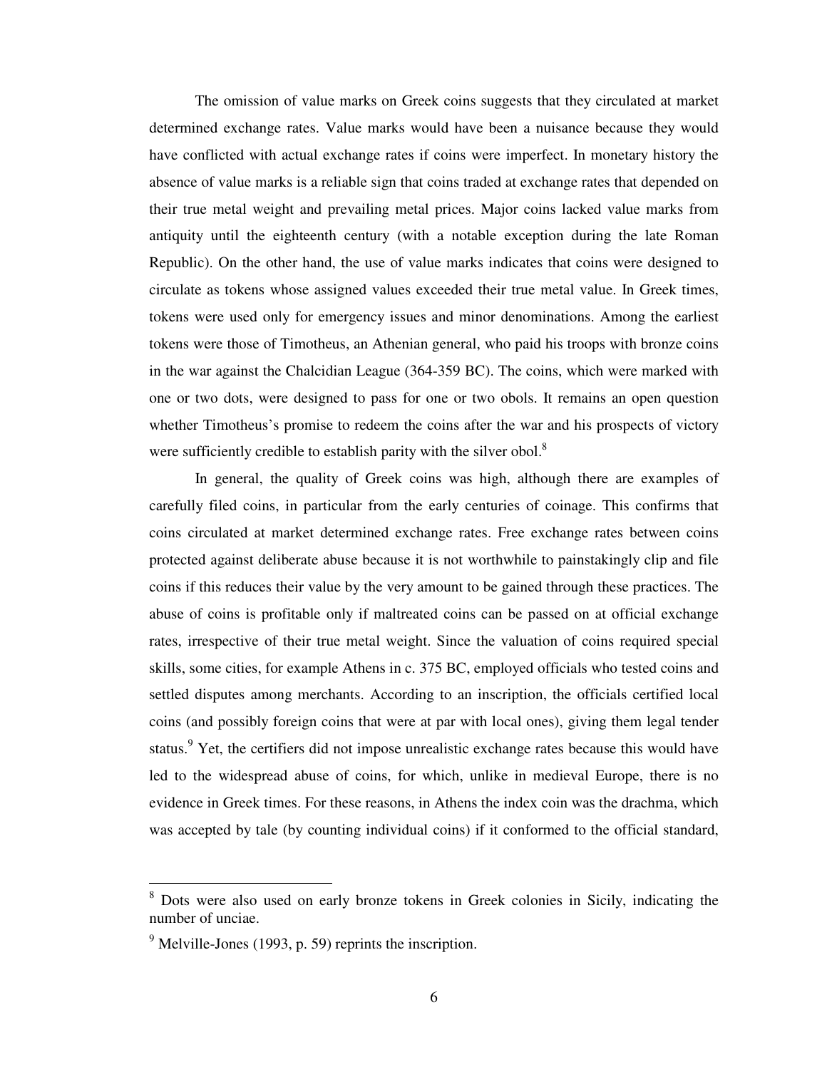The omission of value marks on Greek coins suggests that they circulated at market determined exchange rates. Value marks would have been a nuisance because they would have conflicted with actual exchange rates if coins were imperfect. In monetary history the absence of value marks is a reliable sign that coins traded at exchange rates that depended on their true metal weight and prevailing metal prices. Major coins lacked value marks from antiquity until the eighteenth century (with a notable exception during the late Roman Republic). On the other hand, the use of value marks indicates that coins were designed to circulate as tokens whose assigned values exceeded their true metal value. In Greek times, tokens were used only for emergency issues and minor denominations. Among the earliest tokens were those of Timotheus, an Athenian general, who paid his troops with bronze coins in the war against the Chalcidian League (364-359 BC). The coins, which were marked with one or two dots, were designed to pass for one or two obols. It remains an open question whether Timotheus's promise to redeem the coins after the war and his prospects of victory were sufficiently credible to establish parity with the silver obol.[8]

In general, the quality of Greek coins was high, although there are examples of carefully filed coins, in particular from the early centuries of coinage. This confirms that coins circulated at market determined exchange rates. Free exchange rates between coins protected against deliberate abuse because it is not worthwhile to painstakingly clip and file coins if this reduces their value by the very amount to be gained through these practices. The abuse of coins is profitable only if maltreated coins can be passed on at official exchange rates, irrespective of their true metal weight. Since the valuation of coins required special skills, some cities, for example Athens in c. 375 BC, employed officials who tested coins and settled disputes among merchants. According to an inscription, the officials certified local coins (and possibly foreign coins that were at par with local ones), giving them legal tender status.[9] Yet, the certifiers did not impose unrealistic exchange rates because this would have led to the widespread abuse of coins, for which, unlike in medieval Europe, there is no evidence in Greek times. For these reasons, in Athens the index coin was the drachma, which was accepted by tale (by counting individual coins) if it conformed to the official standard,

---

[8] Dots were also used on early bronze tokens in Greek colonies in Sicily, indicating the number of unciae.

[9] Melville-Jones (1993, p. 59) reprints the inscription.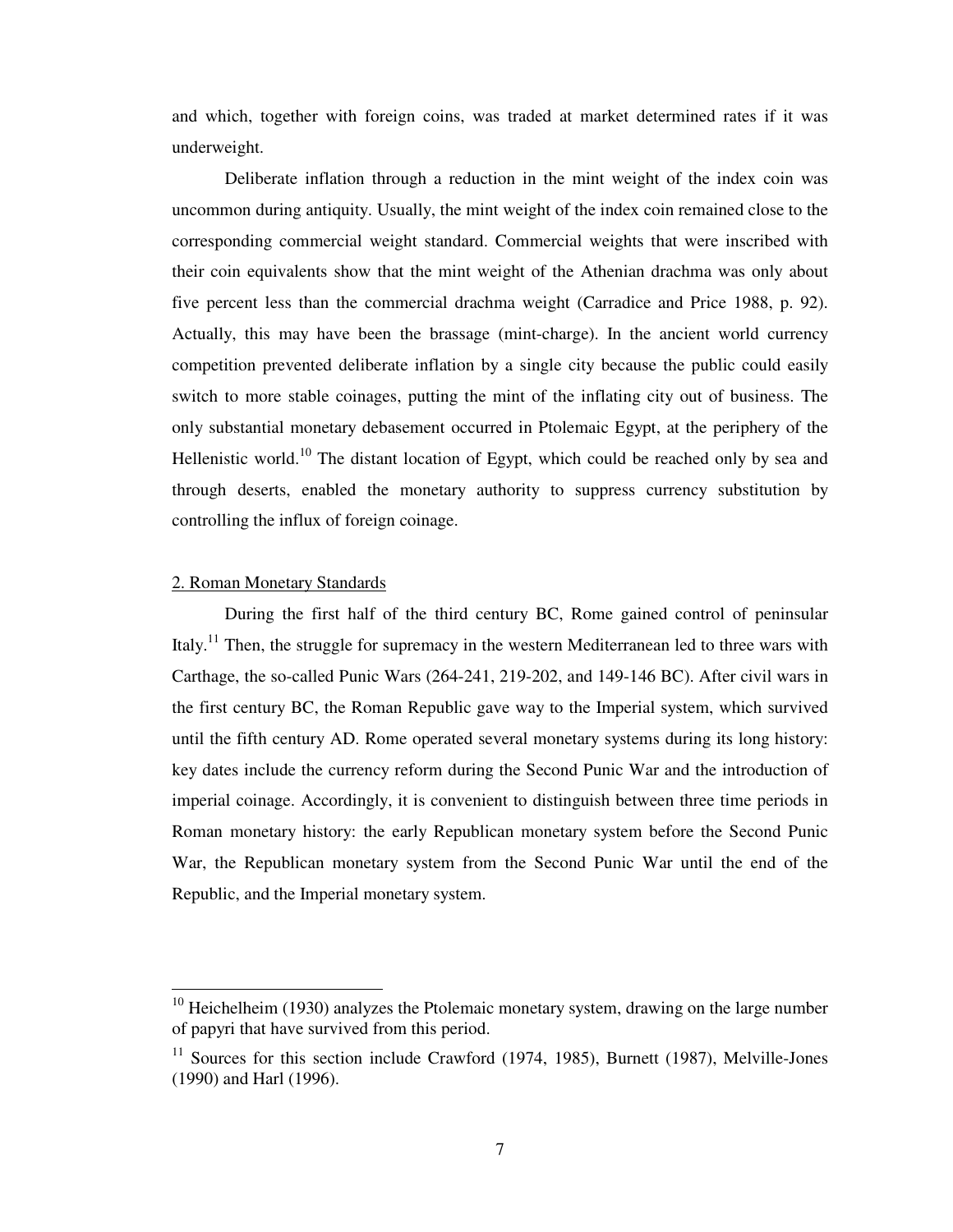and which, together with foreign coins, was traded at market determined rates if it was underweight.

Deliberate inflation through a reduction in the mint weight of the index coin was uncommon during antiquity. Usually, the mint weight of the index coin remained close to the corresponding commercial weight standard. Commercial weights that were inscribed with their coin equivalents show that the mint weight of the Athenian drachma was only about five percent less than the commercial drachma weight (Carradice and Price 1988, p. 92). Actually, this may have been the brassage (mint-charge). In the ancient world currency competition prevented deliberate inflation by a single city because the public could easily switch to more stable coinages, putting the mint of the inflating city out of business. The only substantial monetary debasement occurred in Ptolemaic Egypt, at the periphery of the Hellenistic world.[10] The distant location of Egypt, which could be reached only by sea and through deserts, enabled the monetary authority to suppress currency substitution by controlling the influx of foreign coinage.

## 2. Roman Monetary Standards

During the first half of the third century BC, Rome gained control of peninsular Italy.[11] Then, the struggle for supremacy in the western Mediterranean led to three wars with Carthage, the so-called Punic Wars (264-241, 219-202, and 149-146 BC). After civil wars in the first century BC, the Roman Republic gave way to the Imperial system, which survived until the fifth century AD. Rome operated several monetary systems during its long history: key dates include the currency reform during the Second Punic War and the introduction of imperial coinage. Accordingly, it is convenient to distinguish between three time periods in Roman monetary history: the early Republican monetary system before the Second Punic War, the Republican monetary system from the Second Punic War until the end of the Republic, and the Imperial monetary system.

---

[10] Heichelheim (1930) analyzes the Ptolemaic monetary system, drawing on the large number of papyri that have survived from this period.

[11] Sources for this section include Crawford (1974, 1985), Burnett (1987), Melville-Jones (1990) and Harl (1996).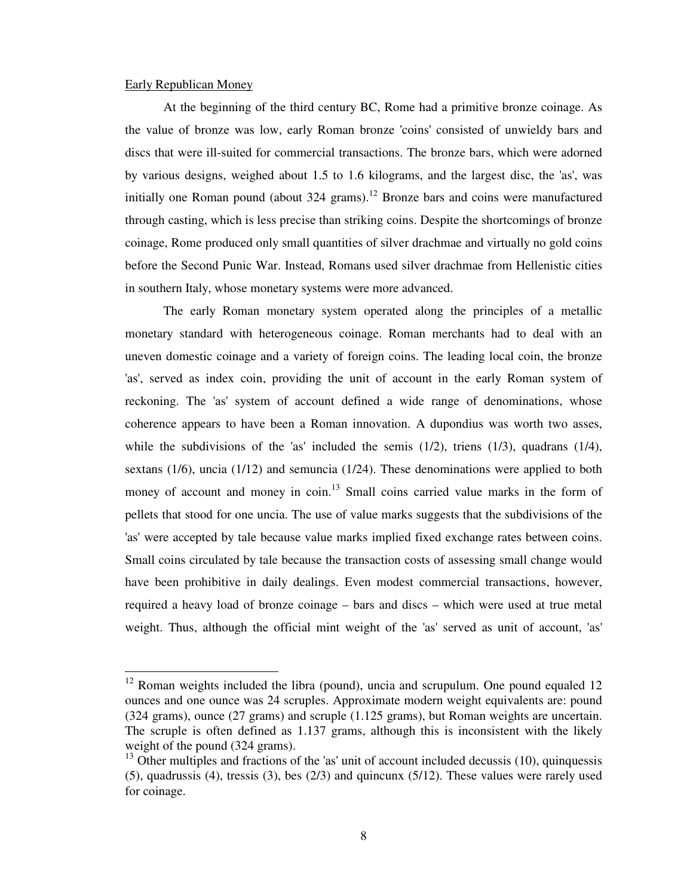Early Republican Money

At the beginning of the third century BC, Rome had a primitive bronze coinage. As the value of bronze was low, early Roman bronze 'coins' consisted of unwieldy bars and discs that were ill-suited for commercial transactions. The bronze bars, which were adorned by various designs, weighed about 1.5 to 1.6 kilograms, and the largest disc, the 'as', was initially one Roman pound (about 324 grams).[12] Bronze bars and coins were manufactured through casting, which is less precise than striking coins. Despite the shortcomings of bronze coinage, Rome produced only small quantities of silver drachmae and virtually no gold coins before the Second Punic War. Instead, Romans used silver drachmae from Hellenistic cities in southern Italy, whose monetary systems were more advanced.

The early Roman monetary system operated along the principles of a metallic monetary standard with heterogeneous coinage. Roman merchants had to deal with an uneven domestic coinage and a variety of foreign coins. The leading local coin, the bronze 'as', served as index coin, providing the unit of account in the early Roman system of reckoning. The 'as' system of account defined a wide range of denominations, whose coherence appears to have been a Roman innovation. A dupondius was worth two asses, while the subdivisions of the 'as' included the semis (1/2), triens (1/3), quadrans (1/4), sextans (1/6), uncia (1/12) and semuncia (1/24). These denominations were applied to both money of account and money in coin.[13] Small coins carried value marks in the form of pellets that stood for one uncia. The use of value marks suggests that the subdivisions of the 'as' were accepted by tale because value marks implied fixed exchange rates between coins. Small coins circulated by tale because the transaction costs of assessing small change would have been prohibitive in daily dealings. Even modest commercial transactions, however, required a heavy load of bronze coinage – bars and discs – which were used at true metal weight. Thus, although the official mint weight of the 'as' served as unit of account, 'as'

---

[12] Roman weights included the libra (pound), uncia and scrupulum. One pound equaled 12 ounces and one ounce was 24 scruples. Approximate modern weight equivalents are: pound (324 grams), ounce (27 grams) and scruple (1.125 grams), but Roman weights are uncertain. The scruple is often defined as 1.137 grams, although this is inconsistent with the likely weight of the pound (324 grams).

[13] Other multiples and fractions of the 'as' unit of account included decussis (10), quinquessis (5), quadrussis (4), tressis (3), bes (2/3) and quincunx (5/12). These values were rarely used for coinage.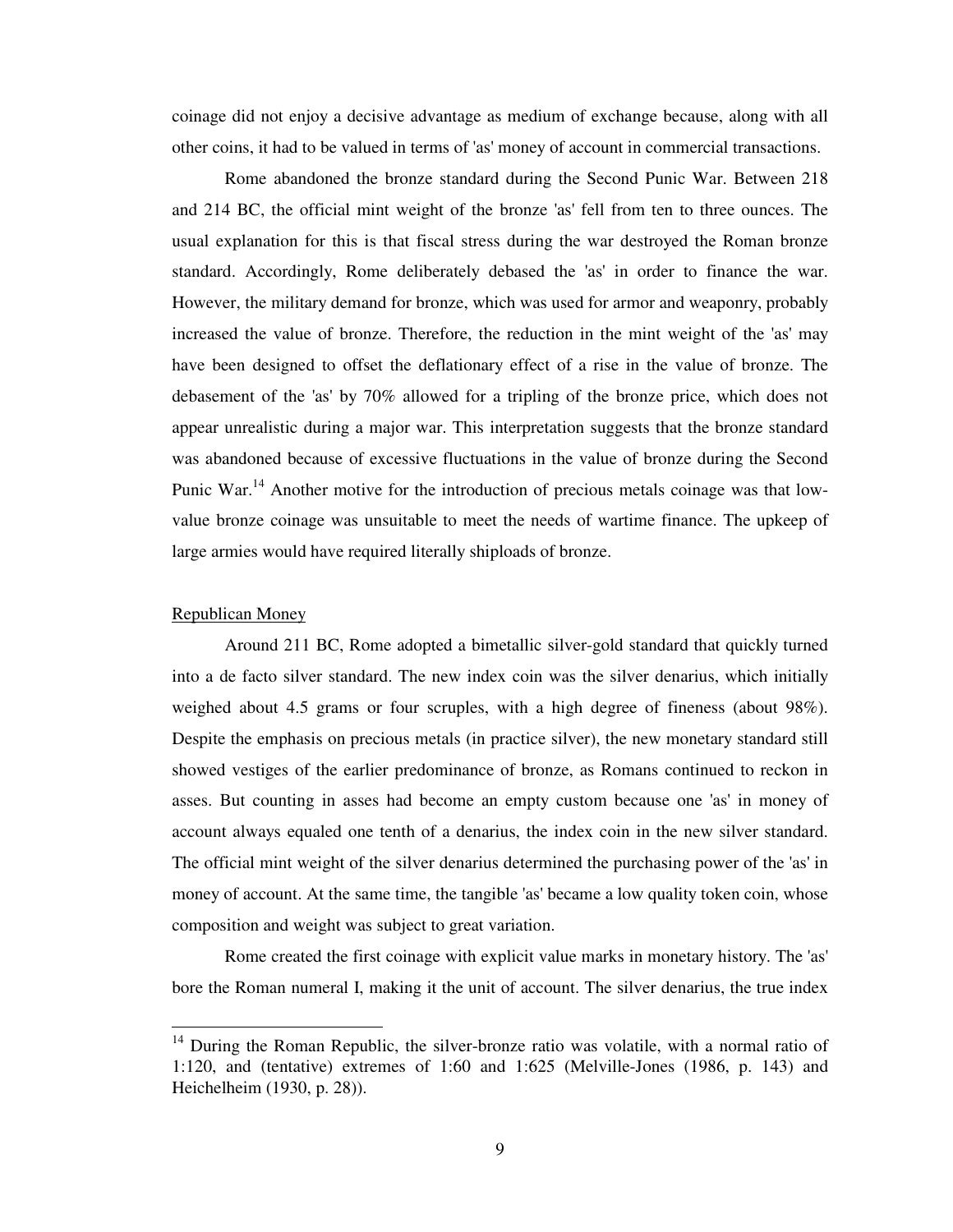coinage did not enjoy a decisive advantage as medium of exchange because, along with all other coins, it had to be valued in terms of 'as' money of account in commercial transactions.

Rome abandoned the bronze standard during the Second Punic War. Between 218 and 214 BC, the official mint weight of the bronze 'as' fell from ten to three ounces. The usual explanation for this is that fiscal stress during the war destroyed the Roman bronze standard. Accordingly, Rome deliberately debased the 'as' in order to finance the war. However, the military demand for bronze, which was used for armor and weaponry, probably increased the value of bronze. Therefore, the reduction in the mint weight of the 'as' may have been designed to offset the deflationary effect of a rise in the value of bronze. The debasement of the 'as' by 70% allowed for a tripling of the bronze price, which does not appear unrealistic during a major war. This interpretation suggests that the bronze standard was abandoned because of excessive fluctuations in the value of bronze during the Second Punic War.[14] Another motive for the introduction of precious metals coinage was that low-value bronze coinage was unsuitable to meet the needs of wartime finance. The upkeep of large armies would have required literally shiploads of bronze.

## Republican Money

Around 211 BC, Rome adopted a bimetallic silver-gold standard that quickly turned into a de facto silver standard. The new index coin was the silver denarius, which initially weighed about 4.5 grams or four scruples, with a high degree of fineness (about 98%). Despite the emphasis on precious metals (in practice silver), the new monetary standard still showed vestiges of the earlier predominance of bronze, as Romans continued to reckon in asses. But counting in asses had become an empty custom because one 'as' in money of account always equaled one tenth of a denarius, the index coin in the new silver standard. The official mint weight of the silver denarius determined the purchasing power of the 'as' in money of account. At the same time, the tangible 'as' became a low quality token coin, whose composition and weight was subject to great variation.

Rome created the first coinage with explicit value marks in monetary history. The 'as' bore the Roman numeral I, making it the unit of account. The silver denarius, the true index

---

[14] During the Roman Republic, the silver-bronze ratio was volatile, with a normal ratio of 1:120, and (tentative) extremes of 1:60 and 1:625 (Melville-Jones (1986, p. 143) and Heichelheim (1930, p. 28)).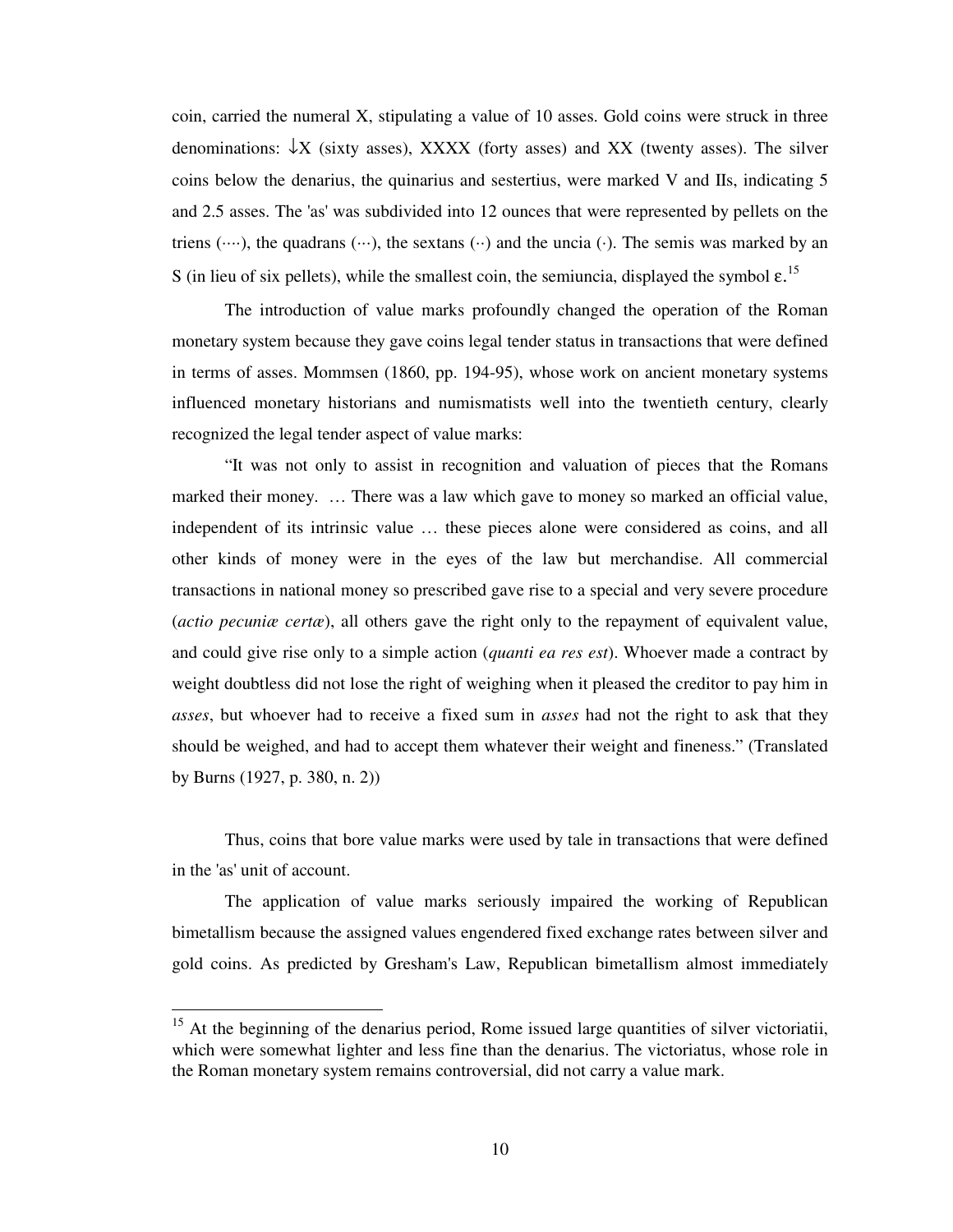coin, carried the numeral X, stipulating a value of 10 asses. Gold coins were struck in three denominations: ↓X (sixty asses), XXXX (forty asses) and XX (twenty asses). The silver coins below the denarius, the quinarius and sestertius, were marked V and IIs, indicating 5 and 2.5 asses. The 'as' was subdivided into 12 ounces that were represented by pellets on the triens (····), the quadrans (···), the sextans (··) and the uncia (·). The semis was marked by an S (in lieu of six pellets), while the smallest coin, the semiuncia, displayed the symbol ε.[15]

The introduction of value marks profoundly changed the operation of the Roman monetary system because they gave coins legal tender status in transactions that were defined in terms of asses. Mommsen (1860, pp. 194-95), whose work on ancient monetary systems influenced monetary historians and numismatists well into the twentieth century, clearly recognized the legal tender aspect of value marks:

"It was not only to assist in recognition and valuation of pieces that the Romans marked their money. … There was a law which gave to money so marked an official value, independent of its intrinsic value … these pieces alone were considered as coins, and all other kinds of money were in the eyes of the law but merchandise. All commercial transactions in national money so prescribed gave rise to a special and very severe procedure (*actio pecuniæ certæ*), all others gave the right only to the repayment of equivalent value, and could give rise only to a simple action (*quanti ea res est*). Whoever made a contract by weight doubtless did not lose the right of weighing when it pleased the creditor to pay him in *asses*, but whoever had to receive a fixed sum in *asses* had not the right to ask that they should be weighed, and had to accept them whatever their weight and fineness." (Translated by Burns (1927, p. 380, n. 2))

Thus, coins that bore value marks were used by tale in transactions that were defined in the 'as' unit of account.

The application of value marks seriously impaired the working of Republican bimetallism because the assigned values engendered fixed exchange rates between silver and gold coins. As predicted by Gresham's Law, Republican bimetallism almost immediately

---

[15] At the beginning of the denarius period, Rome issued large quantities of silver victoriatii, which were somewhat lighter and less fine than the denarius. The victoriatus, whose role in the Roman monetary system remains controversial, did not carry a value mark.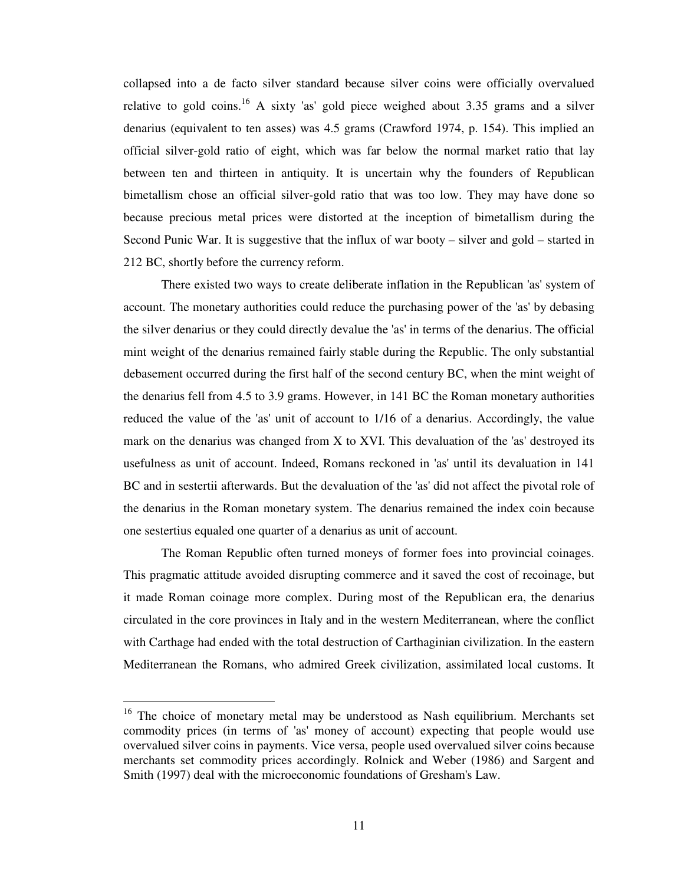collapsed into a de facto silver standard because silver coins were officially overvalued relative to gold coins.[16] A sixty 'as' gold piece weighed about 3.35 grams and a silver denarius (equivalent to ten asses) was 4.5 grams (Crawford 1974, p. 154). This implied an official silver-gold ratio of eight, which was far below the normal market ratio that lay between ten and thirteen in antiquity. It is uncertain why the founders of Republican bimetallism chose an official silver-gold ratio that was too low. They may have done so because precious metal prices were distorted at the inception of bimetallism during the Second Punic War. It is suggestive that the influx of war booty – silver and gold – started in 212 BC, shortly before the currency reform.

There existed two ways to create deliberate inflation in the Republican 'as' system of account. The monetary authorities could reduce the purchasing power of the 'as' by debasing the silver denarius or they could directly devalue the 'as' in terms of the denarius. The official mint weight of the denarius remained fairly stable during the Republic. The only substantial debasement occurred during the first half of the second century BC, when the mint weight of the denarius fell from 4.5 to 3.9 grams. However, in 141 BC the Roman monetary authorities reduced the value of the 'as' unit of account to 1/16 of a denarius. Accordingly, the value mark on the denarius was changed from X to XVI. This devaluation of the 'as' destroyed its usefulness as unit of account. Indeed, Romans reckoned in 'as' until its devaluation in 141 BC and in sestertii afterwards. But the devaluation of the 'as' did not affect the pivotal role of the denarius in the Roman monetary system. The denarius remained the index coin because one sestertius equaled one quarter of a denarius as unit of account.

The Roman Republic often turned moneys of former foes into provincial coinages. This pragmatic attitude avoided disrupting commerce and it saved the cost of recoinage, but it made Roman coinage more complex. During most of the Republican era, the denarius circulated in the core provinces in Italy and in the western Mediterranean, where the conflict with Carthage had ended with the total destruction of Carthaginian civilization. In the eastern Mediterranean the Romans, who admired Greek civilization, assimilated local customs. It

---

[16] The choice of monetary metal may be understood as Nash equilibrium. Merchants set commodity prices (in terms of 'as' money of account) expecting that people would use overvalued silver coins in payments. Vice versa, people used overvalued silver coins because merchants set commodity prices accordingly. Rolnick and Weber (1986) and Sargent and Smith (1997) deal with the microeconomic foundations of Gresham's Law.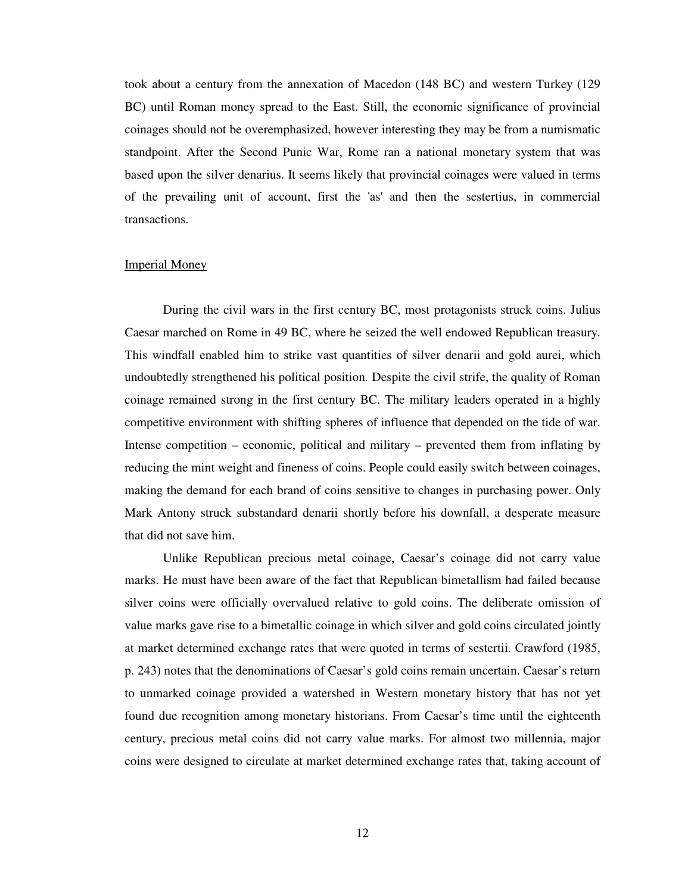took about a century from the annexation of Macedon (148 BC) and western Turkey (129 BC) until Roman money spread to the East. Still, the economic significance of provincial coinages should not be overemphasized, however interesting they may be from a numismatic standpoint. After the Second Punic War, Rome ran a national monetary system that was based upon the silver denarius. It seems likely that provincial coinages were valued in terms of the prevailing unit of account, first the 'as' and then the sestertius, in commercial transactions.

## Imperial Money

During the civil wars in the first century BC, most protagonists struck coins. Julius Caesar marched on Rome in 49 BC, where he seized the well endowed Republican treasury. This windfall enabled him to strike vast quantities of silver denarii and gold aurei, which undoubtedly strengthened his political position. Despite the civil strife, the quality of Roman coinage remained strong in the first century BC. The military leaders operated in a highly competitive environment with shifting spheres of influence that depended on the tide of war. Intense competition – economic, political and military – prevented them from inflating by reducing the mint weight and fineness of coins. People could easily switch between coinages, making the demand for each brand of coins sensitive to changes in purchasing power. Only Mark Antony struck substandard denarii shortly before his downfall, a desperate measure that did not save him.

Unlike Republican precious metal coinage, Caesar's coinage did not carry value marks. He must have been aware of the fact that Republican bimetallism had failed because silver coins were officially overvalued relative to gold coins. The deliberate omission of value marks gave rise to a bimetallic coinage in which silver and gold coins circulated jointly at market determined exchange rates that were quoted in terms of sestertii. Crawford (1985, p. 243) notes that the denominations of Caesar's gold coins remain uncertain. Caesar's return to unmarked coinage provided a watershed in Western monetary history that has not yet found due recognition among monetary historians. From Caesar's time until the eighteenth century, precious metal coins did not carry value marks. For almost two millennia, major coins were designed to circulate at market determined exchange rates that, taking account of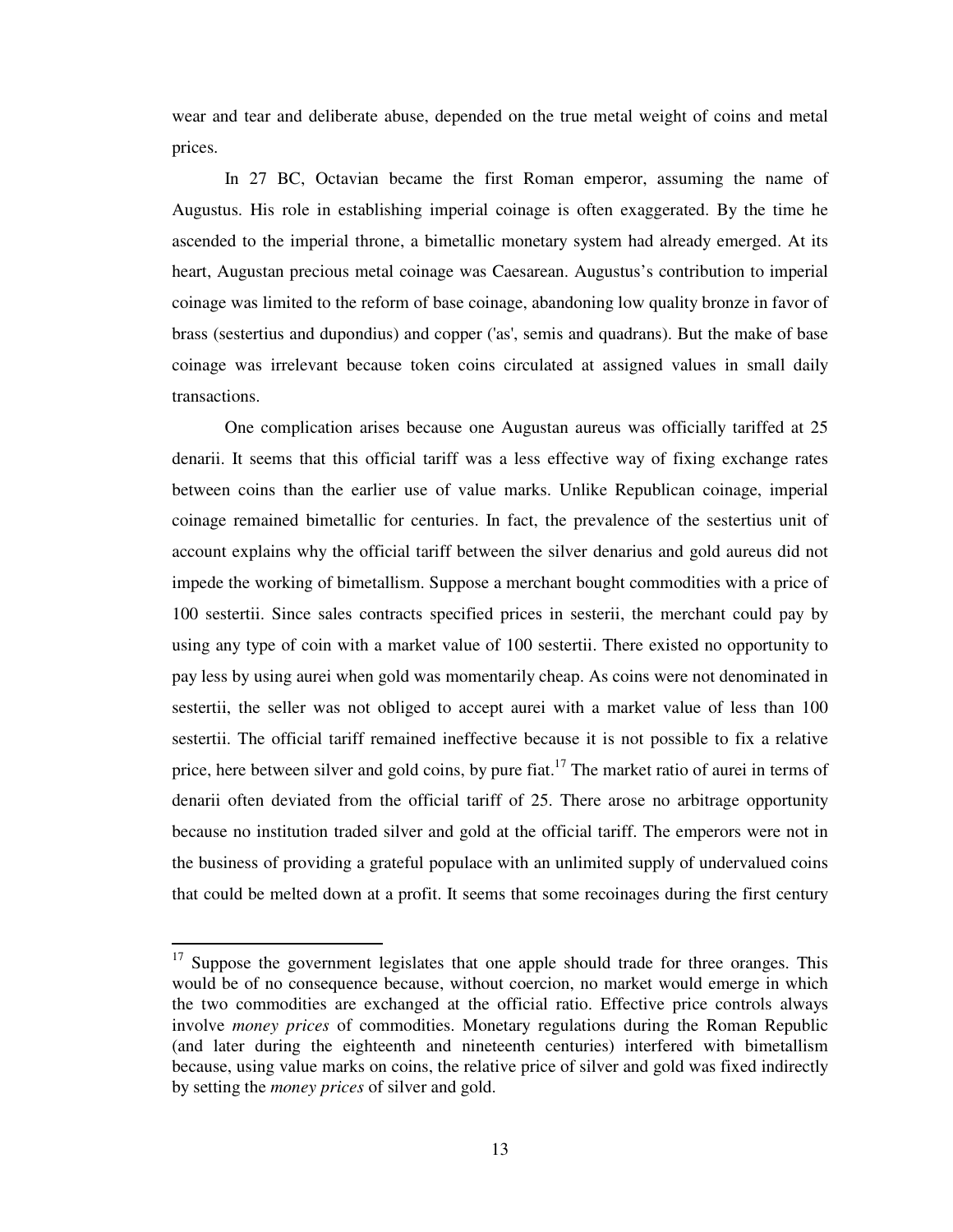wear and tear and deliberate abuse, depended on the true metal weight of coins and metal prices.

In 27 BC, Octavian became the first Roman emperor, assuming the name of Augustus. His role in establishing imperial coinage is often exaggerated. By the time he ascended to the imperial throne, a bimetallic monetary system had already emerged. At its heart, Augustan precious metal coinage was Caesarean. Augustus's contribution to imperial coinage was limited to the reform of base coinage, abandoning low quality bronze in favor of brass (sestertius and dupondius) and copper ('as', semis and quadrans). But the make of base coinage was irrelevant because token coins circulated at assigned values in small daily transactions.

One complication arises because one Augustan aureus was officially tariffed at 25 denarii. It seems that this official tariff was a less effective way of fixing exchange rates between coins than the earlier use of value marks. Unlike Republican coinage, imperial coinage remained bimetallic for centuries. In fact, the prevalence of the sestertius unit of account explains why the official tariff between the silver denarius and gold aureus did not impede the working of bimetallism. Suppose a merchant bought commodities with a price of 100 sestertii. Since sales contracts specified prices in sesterii, the merchant could pay by using any type of coin with a market value of 100 sestertii. There existed no opportunity to pay less by using aurei when gold was momentarily cheap. As coins were not denominated in sestertii, the seller was not obliged to accept aurei with a market value of less than 100 sestertii. The official tariff remained ineffective because it is not possible to fix a relative price, here between silver and gold coins, by pure fiat.[17] The market ratio of aurei in terms of denarii often deviated from the official tariff of 25. There arose no arbitrage opportunity because no institution traded silver and gold at the official tariff. The emperors were not in the business of providing a grateful populace with an unlimited supply of undervalued coins that could be melted down at a profit. It seems that some recoinages during the first century

[17] Suppose the government legislates that one apple should trade for three oranges. This would be of no consequence because, without coercion, no market would emerge in which the two commodities are exchanged at the official ratio. Effective price controls always involve *money prices* of commodities. Monetary regulations during the Roman Republic (and later during the eighteenth and nineteenth centuries) interfered with bimetallism because, using value marks on coins, the relative price of silver and gold was fixed indirectly by setting the *money prices* of silver and gold.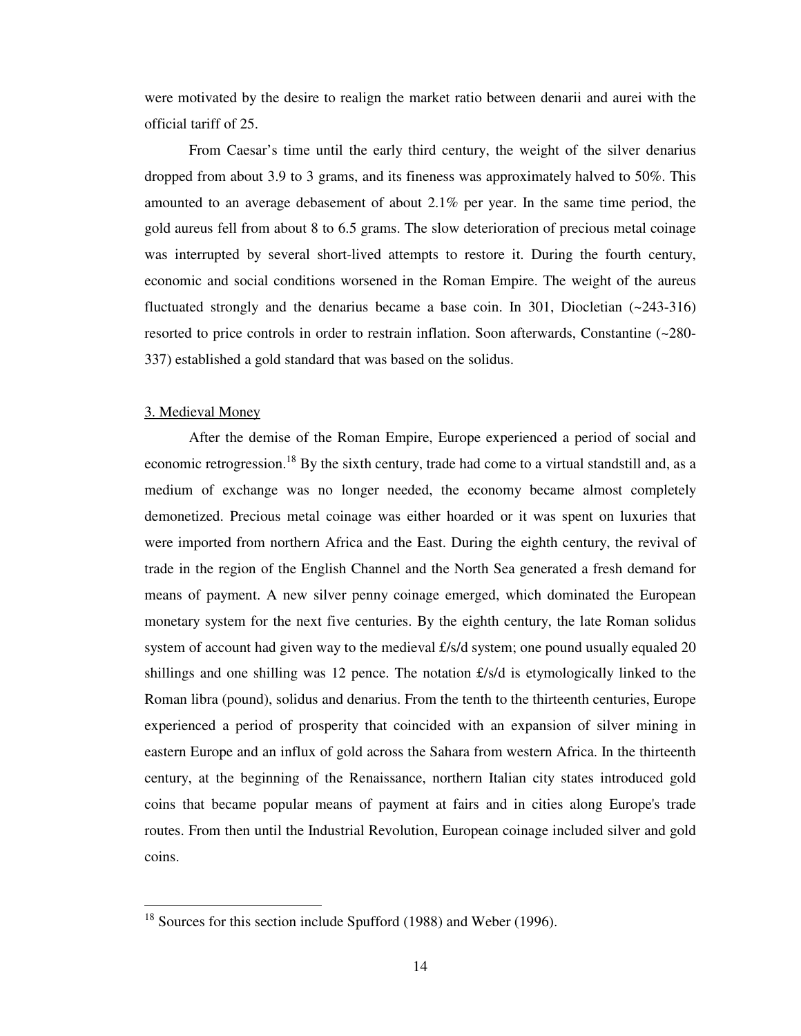were motivated by the desire to realign the market ratio between denarii and aurei with the official tariff of 25.

From Caesar's time until the early third century, the weight of the silver denarius dropped from about 3.9 to 3 grams, and its fineness was approximately halved to 50%. This amounted to an average debasement of about 2.1% per year. In the same time period, the gold aureus fell from about 8 to 6.5 grams. The slow deterioration of precious metal coinage was interrupted by several short-lived attempts to restore it. During the fourth century, economic and social conditions worsened in the Roman Empire. The weight of the aureus fluctuated strongly and the denarius became a base coin. In 301, Diocletian (~243-316) resorted to price controls in order to restrain inflation. Soon afterwards, Constantine (~280-337) established a gold standard that was based on the solidus.

## 3. Medieval Money

After the demise of the Roman Empire, Europe experienced a period of social and economic retrogression.[18] By the sixth century, trade had come to a virtual standstill and, as a medium of exchange was no longer needed, the economy became almost completely demonetized. Precious metal coinage was either hoarded or it was spent on luxuries that were imported from northern Africa and the East. During the eighth century, the revival of trade in the region of the English Channel and the North Sea generated a fresh demand for means of payment. A new silver penny coinage emerged, which dominated the European monetary system for the next five centuries. By the eighth century, the late Roman solidus system of account had given way to the medieval £/s/d system; one pound usually equaled 20 shillings and one shilling was 12 pence. The notation £/s/d is etymologically linked to the Roman libra (pound), solidus and denarius. From the tenth to the thirteenth centuries, Europe experienced a period of prosperity that coincided with an expansion of silver mining in eastern Europe and an influx of gold across the Sahara from western Africa. In the thirteenth century, at the beginning of the Renaissance, northern Italian city states introduced gold coins that became popular means of payment at fairs and in cities along Europe's trade routes. From then until the Industrial Revolution, European coinage included silver and gold coins.

[18] Sources for this section include Spufford (1988) and Weber (1996).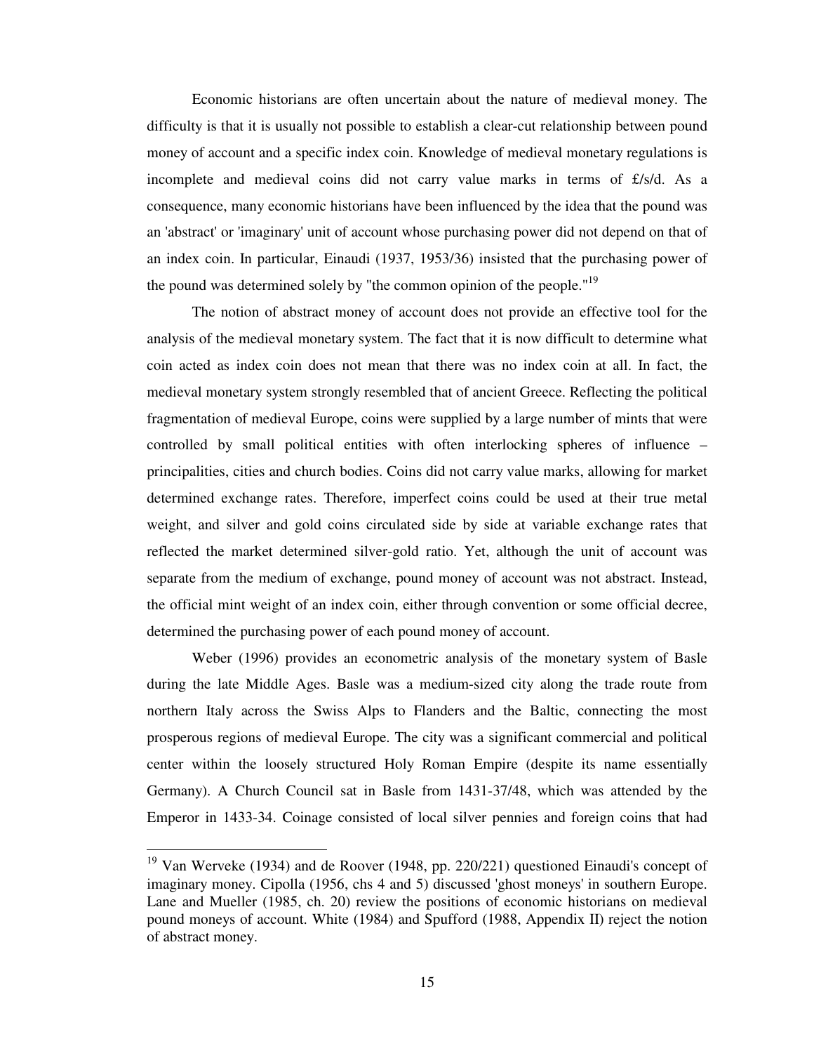Economic historians are often uncertain about the nature of medieval money. The difficulty is that it is usually not possible to establish a clear-cut relationship between pound money of account and a specific index coin. Knowledge of medieval monetary regulations is incomplete and medieval coins did not carry value marks in terms of £/s/d. As a consequence, many economic historians have been influenced by the idea that the pound was an 'abstract' or 'imaginary' unit of account whose purchasing power did not depend on that of an index coin. In particular, Einaudi (1937, 1953/36) insisted that the purchasing power of the pound was determined solely by "the common opinion of the people."[19]

The notion of abstract money of account does not provide an effective tool for the analysis of the medieval monetary system. The fact that it is now difficult to determine what coin acted as index coin does not mean that there was no index coin at all. In fact, the medieval monetary system strongly resembled that of ancient Greece. Reflecting the political fragmentation of medieval Europe, coins were supplied by a large number of mints that were controlled by small political entities with often interlocking spheres of influence – principalities, cities and church bodies. Coins did not carry value marks, allowing for market determined exchange rates. Therefore, imperfect coins could be used at their true metal weight, and silver and gold coins circulated side by side at variable exchange rates that reflected the market determined silver-gold ratio. Yet, although the unit of account was separate from the medium of exchange, pound money of account was not abstract. Instead, the official mint weight of an index coin, either through convention or some official decree, determined the purchasing power of each pound money of account.

Weber (1996) provides an econometric analysis of the monetary system of Basle during the late Middle Ages. Basle was a medium-sized city along the trade route from northern Italy across the Swiss Alps to Flanders and the Baltic, connecting the most prosperous regions of medieval Europe. The city was a significant commercial and political center within the loosely structured Holy Roman Empire (despite its name essentially Germany). A Church Council sat in Basle from 1431-37/48, which was attended by the Emperor in 1433-34. Coinage consisted of local silver pennies and foreign coins that had

---

[19] Van Werveke (1934) and de Roover (1948, pp. 220/221) questioned Einaudi's concept of imaginary money. Cipolla (1956, chs 4 and 5) discussed 'ghost moneys' in southern Europe. Lane and Mueller (1985, ch. 20) review the positions of economic historians on medieval pound moneys of account. White (1984) and Spufford (1988, Appendix II) reject the notion of abstract money.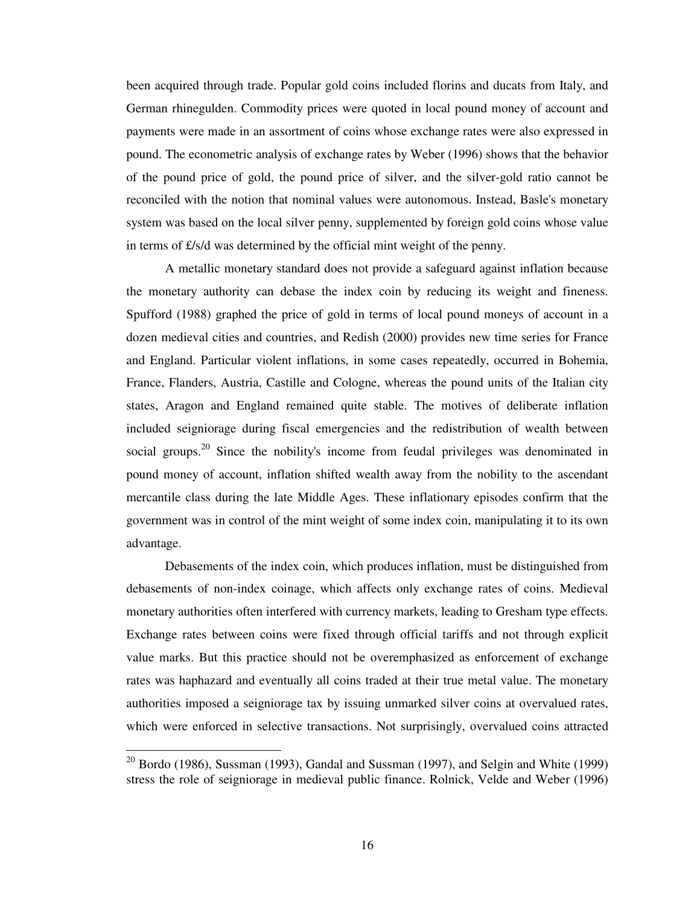been acquired through trade. Popular gold coins included florins and ducats from Italy, and German rhinegulden. Commodity prices were quoted in local pound money of account and payments were made in an assortment of coins whose exchange rates were also expressed in pound. The econometric analysis of exchange rates by Weber (1996) shows that the behavior of the pound price of gold, the pound price of silver, and the silver-gold ratio cannot be reconciled with the notion that nominal values were autonomous. Instead, Basle's monetary system was based on the local silver penny, supplemented by foreign gold coins whose value in terms of £/s/d was determined by the official mint weight of the penny.

A metallic monetary standard does not provide a safeguard against inflation because the monetary authority can debase the index coin by reducing its weight and fineness. Spufford (1988) graphed the price of gold in terms of local pound moneys of account in a dozen medieval cities and countries, and Redish (2000) provides new time series for France and England. Particular violent inflations, in some cases repeatedly, occurred in Bohemia, France, Flanders, Austria, Castille and Cologne, whereas the pound units of the Italian city states, Aragon and England remained quite stable. The motives of deliberate inflation included seigniorage during fiscal emergencies and the redistribution of wealth between social groups.[20] Since the nobility's income from feudal privileges was denominated in pound money of account, inflation shifted wealth away from the nobility to the ascendant mercantile class during the late Middle Ages. These inflationary episodes confirm that the government was in control of the mint weight of some index coin, manipulating it to its own advantage.

Debasements of the index coin, which produces inflation, must be distinguished from debasements of non-index coinage, which affects only exchange rates of coins. Medieval monetary authorities often interfered with currency markets, leading to Gresham type effects. Exchange rates between coins were fixed through official tariffs and not through explicit value marks. But this practice should not be overemphasized as enforcement of exchange rates was haphazard and eventually all coins traded at their true metal value. The monetary authorities imposed a seigniorage tax by issuing unmarked silver coins at overvalued rates, which were enforced in selective transactions. Not surprisingly, overvalued coins attracted

[20] Bordo (1986), Sussman (1993), Gandal and Sussman (1997), and Selgin and White (1999) stress the role of seigniorage in medieval public finance. Rolnick, Velde and Weber (1996)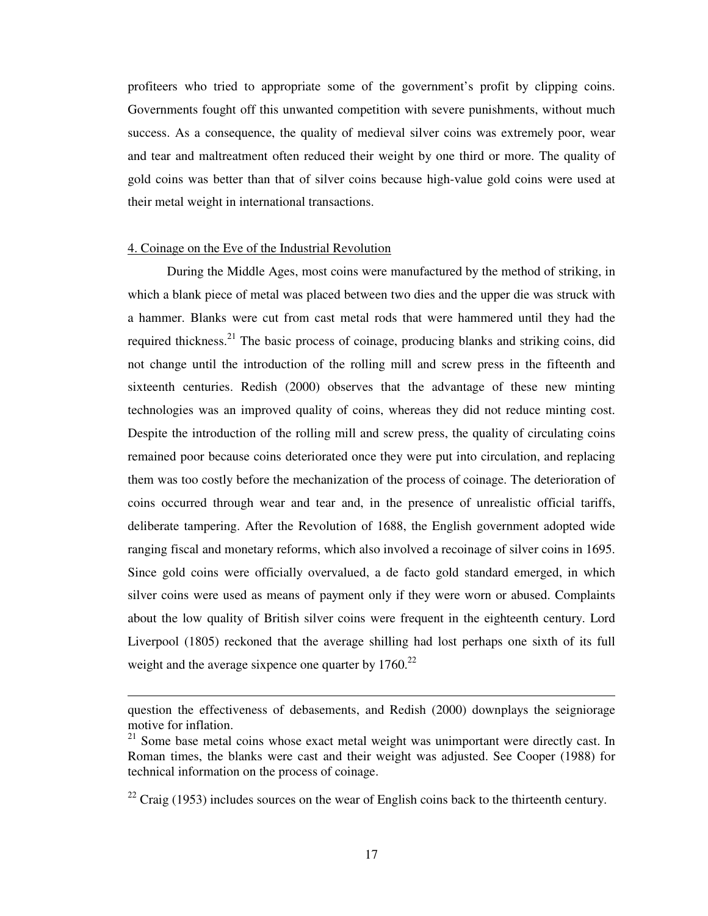profiteers who tried to appropriate some of the government's profit by clipping coins. Governments fought off this unwanted competition with severe punishments, without much success. As a consequence, the quality of medieval silver coins was extremely poor, wear and tear and maltreatment often reduced their weight by one third or more. The quality of gold coins was better than that of silver coins because high-value gold coins were used at their metal weight in international transactions.

## 4. Coinage on the Eve of the Industrial Revolution

During the Middle Ages, most coins were manufactured by the method of striking, in which a blank piece of metal was placed between two dies and the upper die was struck with a hammer. Blanks were cut from cast metal rods that were hammered until they had the required thickness.[21] The basic process of coinage, producing blanks and striking coins, did not change until the introduction of the rolling mill and screw press in the fifteenth and sixteenth centuries. Redish (2000) observes that the advantage of these new minting technologies was an improved quality of coins, whereas they did not reduce minting cost. Despite the introduction of the rolling mill and screw press, the quality of circulating coins remained poor because coins deteriorated once they were put into circulation, and replacing them was too costly before the mechanization of the process of coinage. The deterioration of coins occurred through wear and tear and, in the presence of unrealistic official tariffs, deliberate tampering. After the Revolution of 1688, the English government adopted wide ranging fiscal and monetary reforms, which also involved a recoinage of silver coins in 1695. Since gold coins were officially overvalued, a de facto gold standard emerged, in which silver coins were used as means of payment only if they were worn or abused. Complaints about the low quality of British silver coins were frequent in the eighteenth century. Lord Liverpool (1805) reckoned that the average shilling had lost perhaps one sixth of its full weight and the average sixpence one quarter by 1760.[22]

---

question the effectiveness of debasements, and Redish (2000) downplays the seigniorage motive for inflation.

[21] Some base metal coins whose exact metal weight was unimportant were directly cast. In Roman times, the blanks were cast and their weight was adjusted. See Cooper (1988) for technical information on the process of coinage.

[22] Craig (1953) includes sources on the wear of English coins back to the thirteenth century.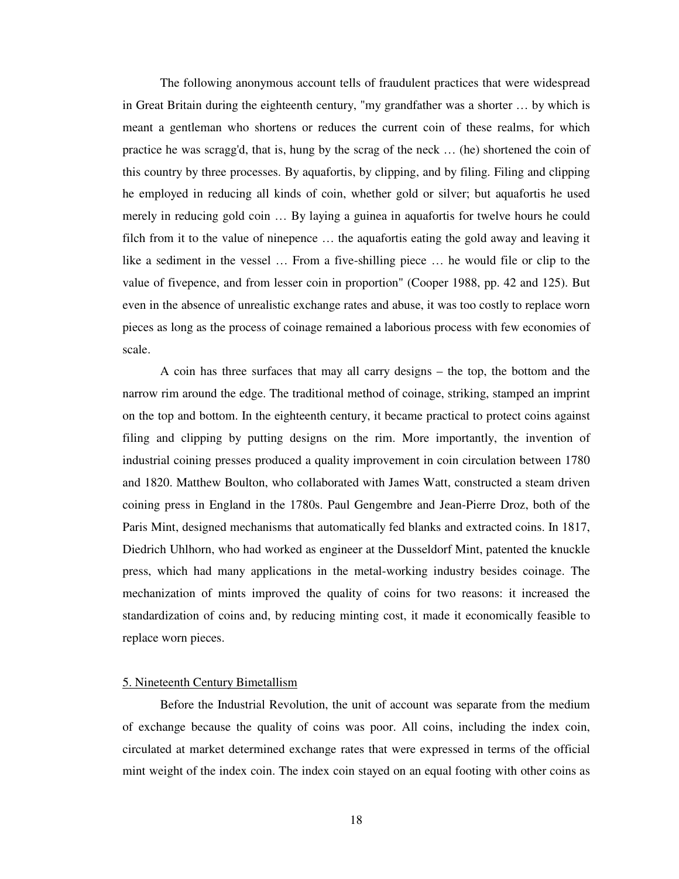The following anonymous account tells of fraudulent practices that were widespread in Great Britain during the eighteenth century, "my grandfather was a shorter … by which is meant a gentleman who shortens or reduces the current coin of these realms, for which practice he was scragg'd, that is, hung by the scrag of the neck … (he) shortened the coin of this country by three processes. By aquafortis, by clipping, and by filing. Filing and clipping he employed in reducing all kinds of coin, whether gold or silver; but aquafortis he used merely in reducing gold coin … By laying a guinea in aquafortis for twelve hours he could filch from it to the value of ninepence … the aquafortis eating the gold away and leaving it like a sediment in the vessel … From a five-shilling piece … he would file or clip to the value of fivepence, and from lesser coin in proportion" (Cooper 1988, pp. 42 and 125). But even in the absence of unrealistic exchange rates and abuse, it was too costly to replace worn pieces as long as the process of coinage remained a laborious process with few economies of scale.

A coin has three surfaces that may all carry designs – the top, the bottom and the narrow rim around the edge. The traditional method of coinage, striking, stamped an imprint on the top and bottom. In the eighteenth century, it became practical to protect coins against filing and clipping by putting designs on the rim. More importantly, the invention of industrial coining presses produced a quality improvement in coin circulation between 1780 and 1820. Matthew Boulton, who collaborated with James Watt, constructed a steam driven coining press in England in the 1780s. Paul Gengembre and Jean-Pierre Droz, both of the Paris Mint, designed mechanisms that automatically fed blanks and extracted coins. In 1817, Diedrich Uhlhorn, who had worked as engineer at the Dusseldorf Mint, patented the knuckle press, which had many applications in the metal-working industry besides coinage. The mechanization of mints improved the quality of coins for two reasons: it increased the standardization of coins and, by reducing minting cost, it made it economically feasible to replace worn pieces.

## 5. Nineteenth Century Bimetallism

Before the Industrial Revolution, the unit of account was separate from the medium of exchange because the quality of coins was poor. All coins, including the index coin, circulated at market determined exchange rates that were expressed in terms of the official mint weight of the index coin. The index coin stayed on an equal footing with other coins as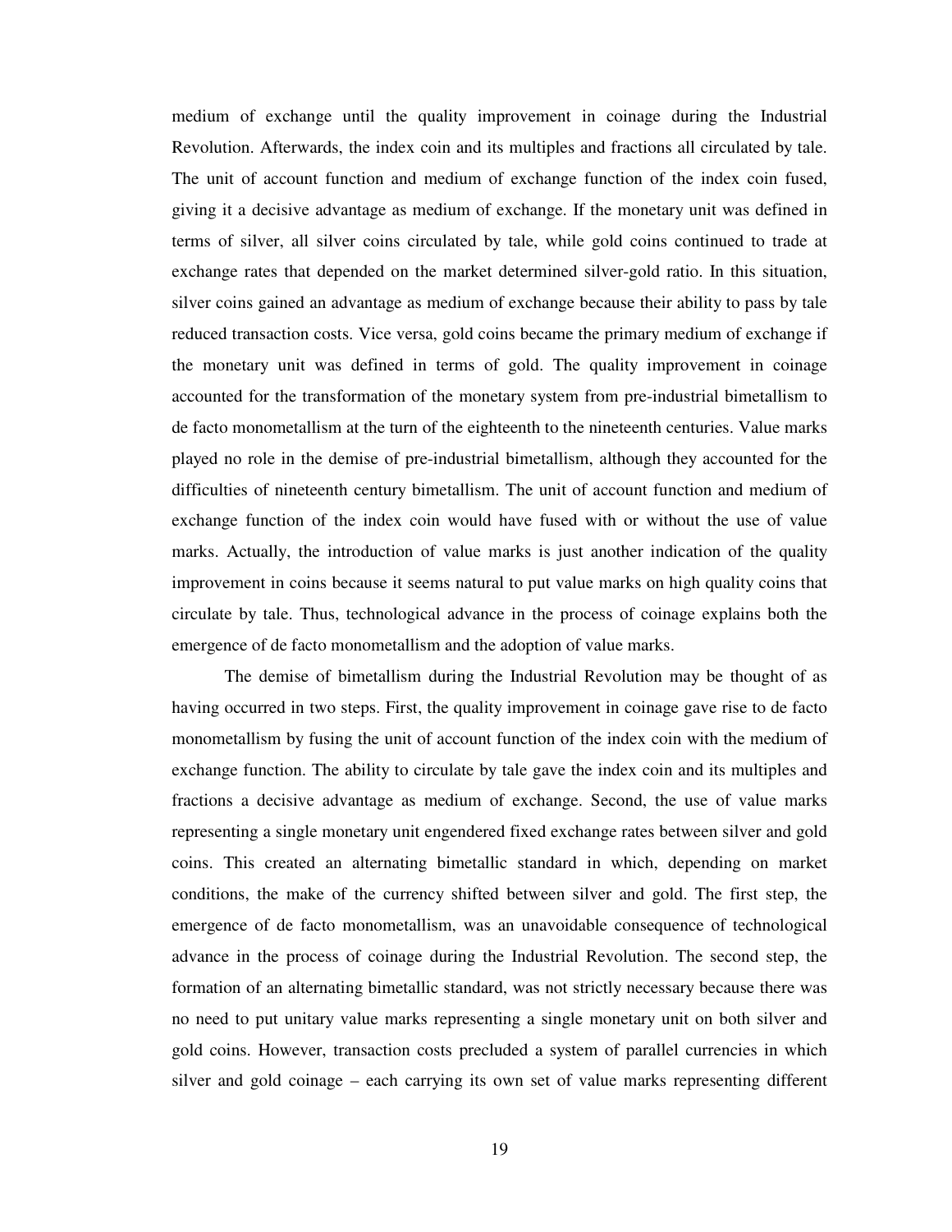medium of exchange until the quality improvement in coinage during the Industrial Revolution. Afterwards, the index coin and its multiples and fractions all circulated by tale. The unit of account function and medium of exchange function of the index coin fused, giving it a decisive advantage as medium of exchange. If the monetary unit was defined in terms of silver, all silver coins circulated by tale, while gold coins continued to trade at exchange rates that depended on the market determined silver-gold ratio. In this situation, silver coins gained an advantage as medium of exchange because their ability to pass by tale reduced transaction costs. Vice versa, gold coins became the primary medium of exchange if the monetary unit was defined in terms of gold. The quality improvement in coinage accounted for the transformation of the monetary system from pre-industrial bimetallism to de facto monometallism at the turn of the eighteenth to the nineteenth centuries. Value marks played no role in the demise of pre-industrial bimetallism, although they accounted for the difficulties of nineteenth century bimetallism. The unit of account function and medium of exchange function of the index coin would have fused with or without the use of value marks. Actually, the introduction of value marks is just another indication of the quality improvement in coins because it seems natural to put value marks on high quality coins that circulate by tale. Thus, technological advance in the process of coinage explains both the emergence of de facto monometallism and the adoption of value marks.

The demise of bimetallism during the Industrial Revolution may be thought of as having occurred in two steps. First, the quality improvement in coinage gave rise to de facto monometallism by fusing the unit of account function of the index coin with the medium of exchange function. The ability to circulate by tale gave the index coin and its multiples and fractions a decisive advantage as medium of exchange. Second, the use of value marks representing a single monetary unit engendered fixed exchange rates between silver and gold coins. This created an alternating bimetallic standard in which, depending on market conditions, the make of the currency shifted between silver and gold. The first step, the emergence of de facto monometallism, was an unavoidable consequence of technological advance in the process of coinage during the Industrial Revolution. The second step, the formation of an alternating bimetallic standard, was not strictly necessary because there was no need to put unitary value marks representing a single monetary unit on both silver and gold coins. However, transaction costs precluded a system of parallel currencies in which silver and gold coinage – each carrying its own set of value marks representing different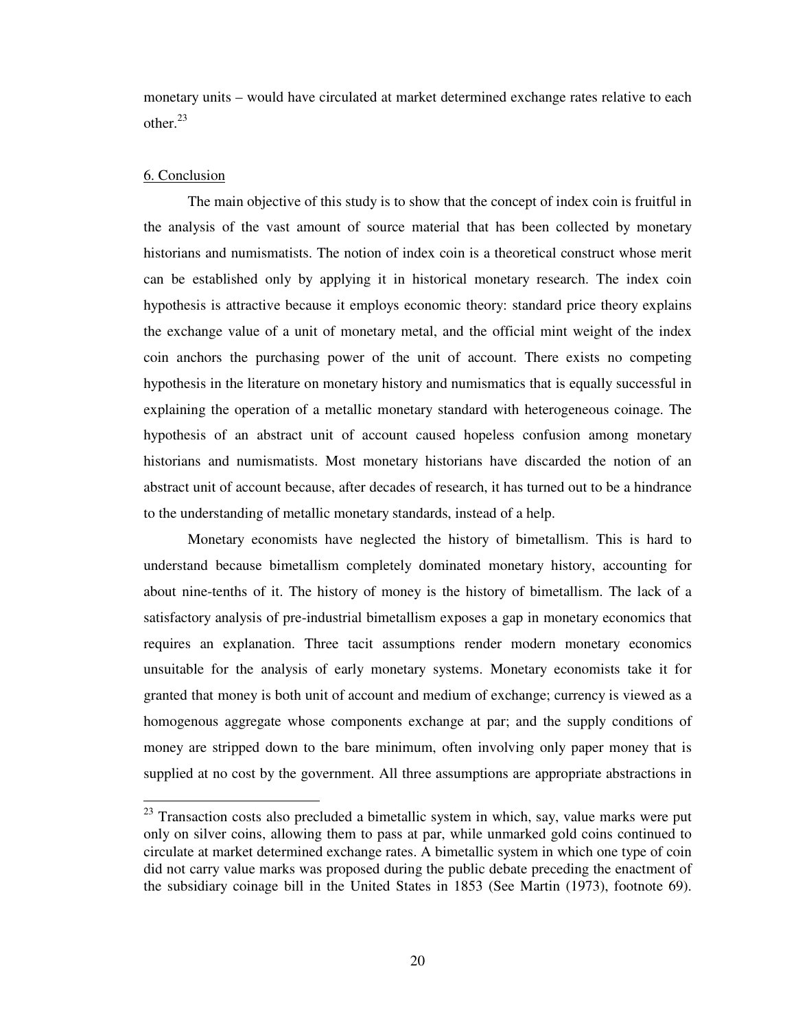monetary units – would have circulated at market determined exchange rates relative to each other.[23]

## 6. Conclusion

The main objective of this study is to show that the concept of index coin is fruitful in the analysis of the vast amount of source material that has been collected by monetary historians and numismatists. The notion of index coin is a theoretical construct whose merit can be established only by applying it in historical monetary research. The index coin hypothesis is attractive because it employs economic theory: standard price theory explains the exchange value of a unit of monetary metal, and the official mint weight of the index coin anchors the purchasing power of the unit of account. There exists no competing hypothesis in the literature on monetary history and numismatics that is equally successful in explaining the operation of a metallic monetary standard with heterogeneous coinage. The hypothesis of an abstract unit of account caused hopeless confusion among monetary historians and numismatists. Most monetary historians have discarded the notion of an abstract unit of account because, after decades of research, it has turned out to be a hindrance to the understanding of metallic monetary standards, instead of a help.

Monetary economists have neglected the history of bimetallism. This is hard to understand because bimetallism completely dominated monetary history, accounting for about nine-tenths of it. The history of money is the history of bimetallism. The lack of a satisfactory analysis of pre-industrial bimetallism exposes a gap in monetary economics that requires an explanation. Three tacit assumptions render modern monetary economics unsuitable for the analysis of early monetary systems. Monetary economists take it for granted that money is both unit of account and medium of exchange; currency is viewed as a homogenous aggregate whose components exchange at par; and the supply conditions of money are stripped down to the bare minimum, often involving only paper money that is supplied at no cost by the government. All three assumptions are appropriate abstractions in

---

[23] Transaction costs also precluded a bimetallic system in which, say, value marks were put only on silver coins, allowing them to pass at par, while unmarked gold coins continued to circulate at market determined exchange rates. A bimetallic system in which one type of coin did not carry value marks was proposed during the public debate preceding the enactment of the subsidiary coinage bill in the United States in 1853 (See Martin (1973), footnote 69).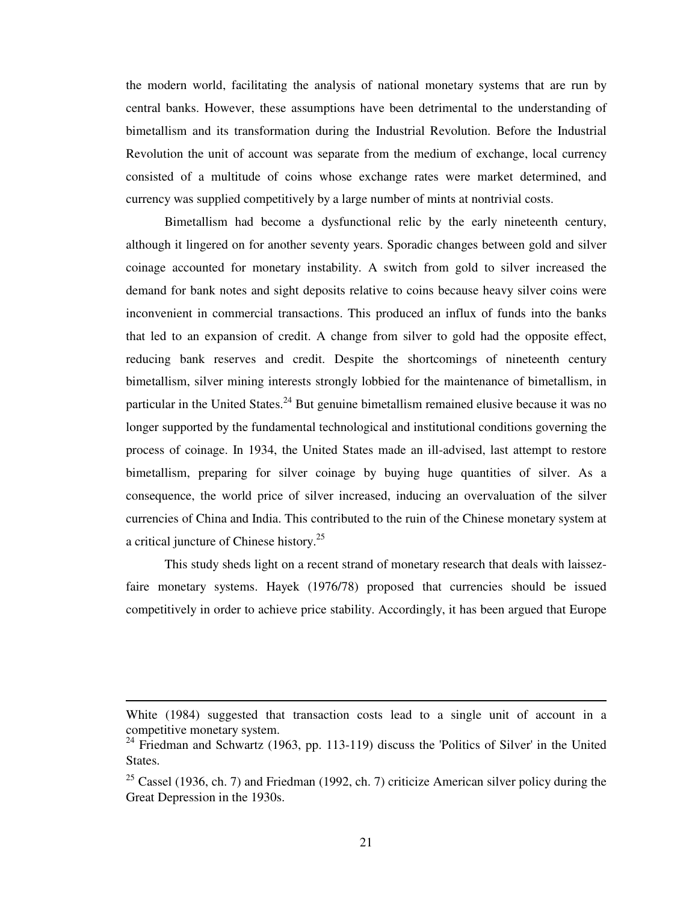the modern world, facilitating the analysis of national monetary systems that are run by central banks. However, these assumptions have been detrimental to the understanding of bimetallism and its transformation during the Industrial Revolution. Before the Industrial Revolution the unit of account was separate from the medium of exchange, local currency consisted of a multitude of coins whose exchange rates were market determined, and currency was supplied competitively by a large number of mints at nontrivial costs.

Bimetallism had become a dysfunctional relic by the early nineteenth century, although it lingered on for another seventy years. Sporadic changes between gold and silver coinage accounted for monetary instability. A switch from gold to silver increased the demand for bank notes and sight deposits relative to coins because heavy silver coins were inconvenient in commercial transactions. This produced an influx of funds into the banks that led to an expansion of credit. A change from silver to gold had the opposite effect, reducing bank reserves and credit. Despite the shortcomings of nineteenth century bimetallism, silver mining interests strongly lobbied for the maintenance of bimetallism, in particular in the United States.[24] But genuine bimetallism remained elusive because it was no longer supported by the fundamental technological and institutional conditions governing the process of coinage. In 1934, the United States made an ill-advised, last attempt to restore bimetallism, preparing for silver coinage by buying huge quantities of silver. As a consequence, the world price of silver increased, inducing an overvaluation of the silver currencies of China and India. This contributed to the ruin of the Chinese monetary system at a critical juncture of Chinese history.[25]

This study sheds light on a recent strand of monetary research that deals with laissez-faire monetary systems. Hayek (1976/78) proposed that currencies should be issued competitively in order to achieve price stability. Accordingly, it has been argued that Europe

---

White (1984) suggested that transaction costs lead to a single unit of account in a competitive monetary system.

[24] Friedman and Schwartz (1963, pp. 113-119) discuss the 'Politics of Silver' in the United States.

[25] Cassel (1936, ch. 7) and Friedman (1992, ch. 7) criticize American silver policy during the Great Depression in the 1930s.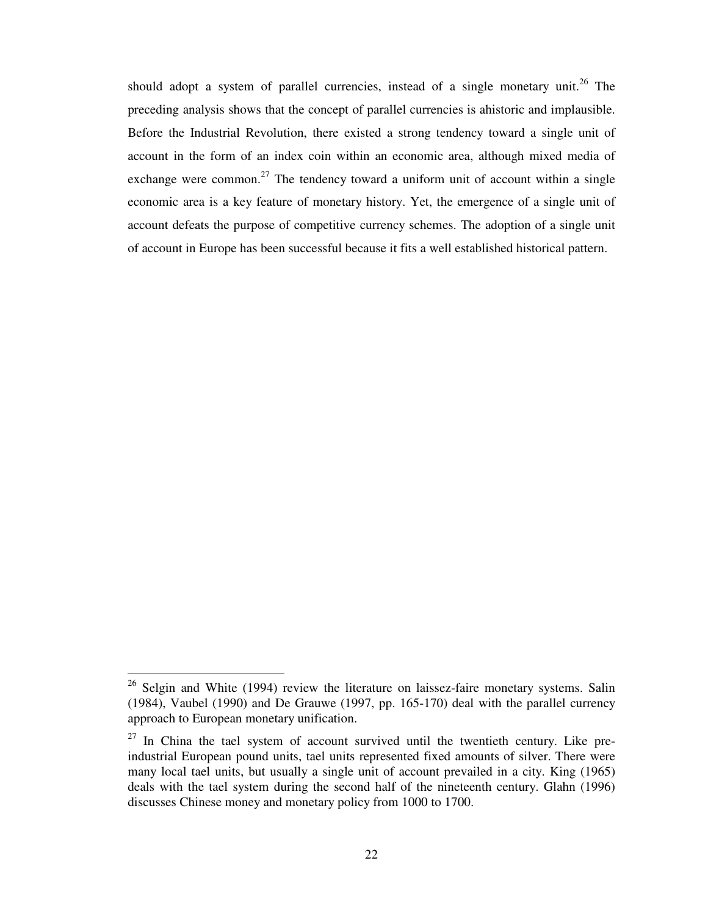should adopt a system of parallel currencies, instead of a single monetary unit.[26] The preceding analysis shows that the concept of parallel currencies is ahistoric and implausible. Before the Industrial Revolution, there existed a strong tendency toward a single unit of account in the form of an index coin within an economic area, although mixed media of exchange were common.[27] The tendency toward a uniform unit of account within a single economic area is a key feature of monetary history. Yet, the emergence of a single unit of account defeats the purpose of competitive currency schemes. The adoption of a single unit of account in Europe has been successful because it fits a well established historical pattern.

---

[26] Selgin and White (1994) review the literature on laissez-faire monetary systems. Salin (1984), Vaubel (1990) and De Grauwe (1997, pp. 165-170) deal with the parallel currency approach to European monetary unification.

[27] In China the tael system of account survived until the twentieth century. Like pre-industrial European pound units, tael units represented fixed amounts of silver. There were many local tael units, but usually a single unit of account prevailed in a city. King (1965) deals with the tael system during the second half of the nineteenth century. Glahn (1996) discusses Chinese money and monetary policy from 1000 to 1700.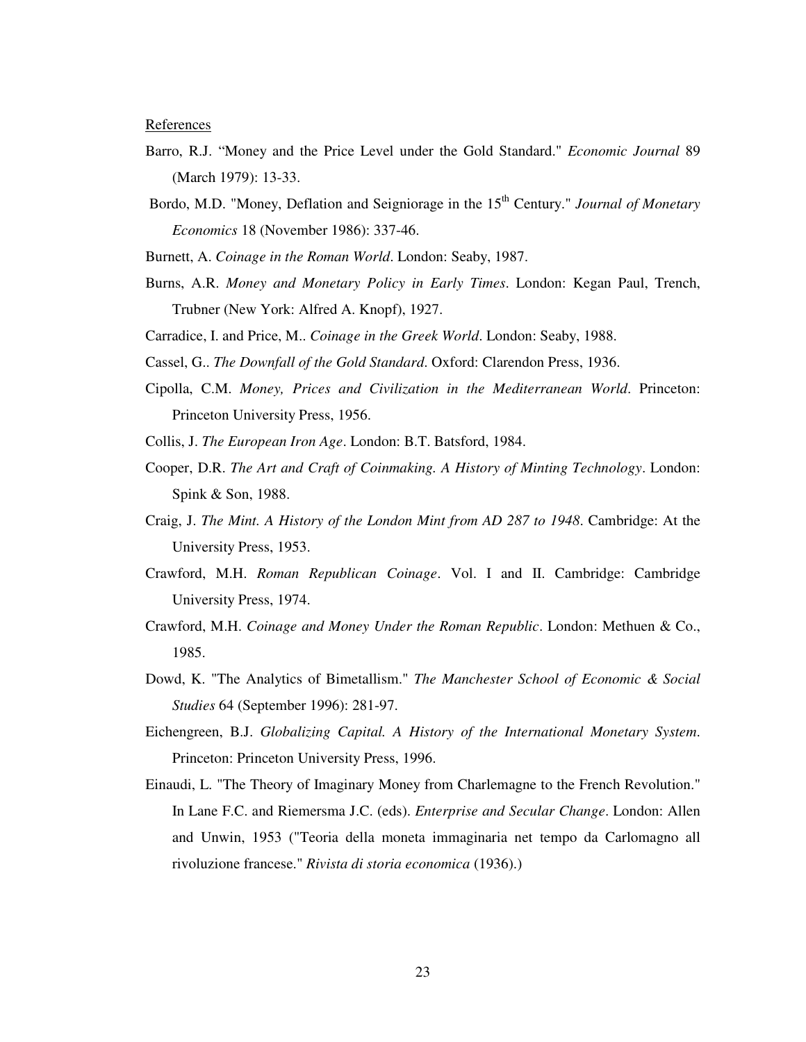References

Barro, R.J. “Money and the Price Level under the Gold Standard." *Economic Journal* 89 (March 1979): 13-33.

Bordo, M.D. "Money, Deflation and Seigniorage in the 15th Century." *Journal of Monetary Economics* 18 (November 1986): 337-46.

Burnett, A. *Coinage in the Roman World*. London: Seaby, 1987.

Burns, A.R. *Money and Monetary Policy in Early Times*. London: Kegan Paul, Trench, Trubner (New York: Alfred A. Knopf), 1927.

Carradice, I. and Price, M.. *Coinage in the Greek World*. London: Seaby, 1988.

Cassel, G.. *The Downfall of the Gold Standard*. Oxford: Clarendon Press, 1936.

Cipolla, C.M. *Money, Prices and Civilization in the Mediterranean World*. Princeton: Princeton University Press, 1956.

Collis, J. *The European Iron Age*. London: B.T. Batsford, 1984.

Cooper, D.R. *The Art and Craft of Coinmaking. A History of Minting Technology*. London: Spink & Son, 1988.

Craig, J. *The Mint. A History of the London Mint from AD 287 to 1948*. Cambridge: At the University Press, 1953.

Crawford, M.H. *Roman Republican Coinage*. Vol. I and II. Cambridge: Cambridge University Press, 1974.

Crawford, M.H. *Coinage and Money Under the Roman Republic*. London: Methuen & Co., 1985.

Dowd, K. "The Analytics of Bimetallism." *The Manchester School of Economic & Social Studies* 64 (September 1996): 281-97.

Eichengreen, B.J. *Globalizing Capital. A History of the International Monetary System*. Princeton: Princeton University Press, 1996.

Einaudi, L. "The Theory of Imaginary Money from Charlemagne to the French Revolution." In Lane F.C. and Riemersma J.C. (eds). *Enterprise and Secular Change*. London: Allen and Unwin, 1953 ("Teoria della moneta immaginaria net tempo da Carlomagno all rivoluzione francese." *Rivista di storia economica* (1936).)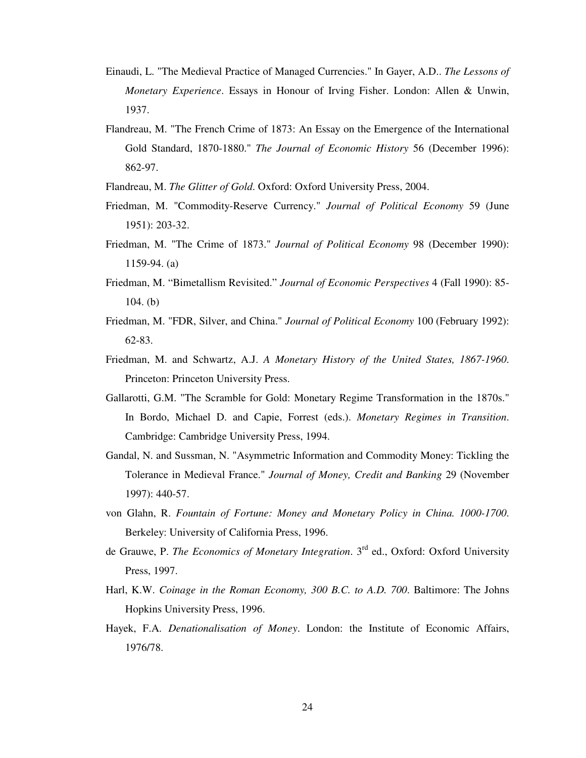Einaudi, L. "The Medieval Practice of Managed Currencies." In Gayer, A.D.. *The Lessons of Monetary Experience*. Essays in Honour of Irving Fisher. London: Allen & Unwin, 1937.

Flandreau, M. "The French Crime of 1873: An Essay on the Emergence of the International Gold Standard, 1870-1880." *The Journal of Economic History* 56 (December 1996): 862-97.

Flandreau, M. *The Glitter of Gold*. Oxford: Oxford University Press, 2004.

Friedman, M. "Commodity-Reserve Currency." *Journal of Political Economy* 59 (June 1951): 203-32.

Friedman, M. "The Crime of 1873." *Journal of Political Economy* 98 (December 1990): 1159-94. (a)

Friedman, M. "Bimetallism Revisited." *Journal of Economic Perspectives* 4 (Fall 1990): 85-104. (b)

Friedman, M. "FDR, Silver, and China." *Journal of Political Economy* 100 (February 1992): 62-83.

Friedman, M. and Schwartz, A.J. *A Monetary History of the United States, 1867-1960*. Princeton: Princeton University Press.

Gallarotti, G.M. "The Scramble for Gold: Monetary Regime Transformation in the 1870s." In Bordo, Michael D. and Capie, Forrest (eds.). *Monetary Regimes in Transition*. Cambridge: Cambridge University Press, 1994.

Gandal, N. and Sussman, N. "Asymmetric Information and Commodity Money: Tickling the Tolerance in Medieval France." *Journal of Money, Credit and Banking* 29 (November 1997): 440-57.

von Glahn, R. *Fountain of Fortune: Money and Monetary Policy in China. 1000-1700*. Berkeley: University of California Press, 1996.

de Grauwe, P. *The Economics of Monetary Integration*. 3rd ed., Oxford: Oxford University Press, 1997.

Harl, K.W. *Coinage in the Roman Economy, 300 B.C. to A.D. 700*. Baltimore: The Johns Hopkins University Press, 1996.

Hayek, F.A. *Denationalisation of Money*. London: the Institute of Economic Affairs, 1976/78.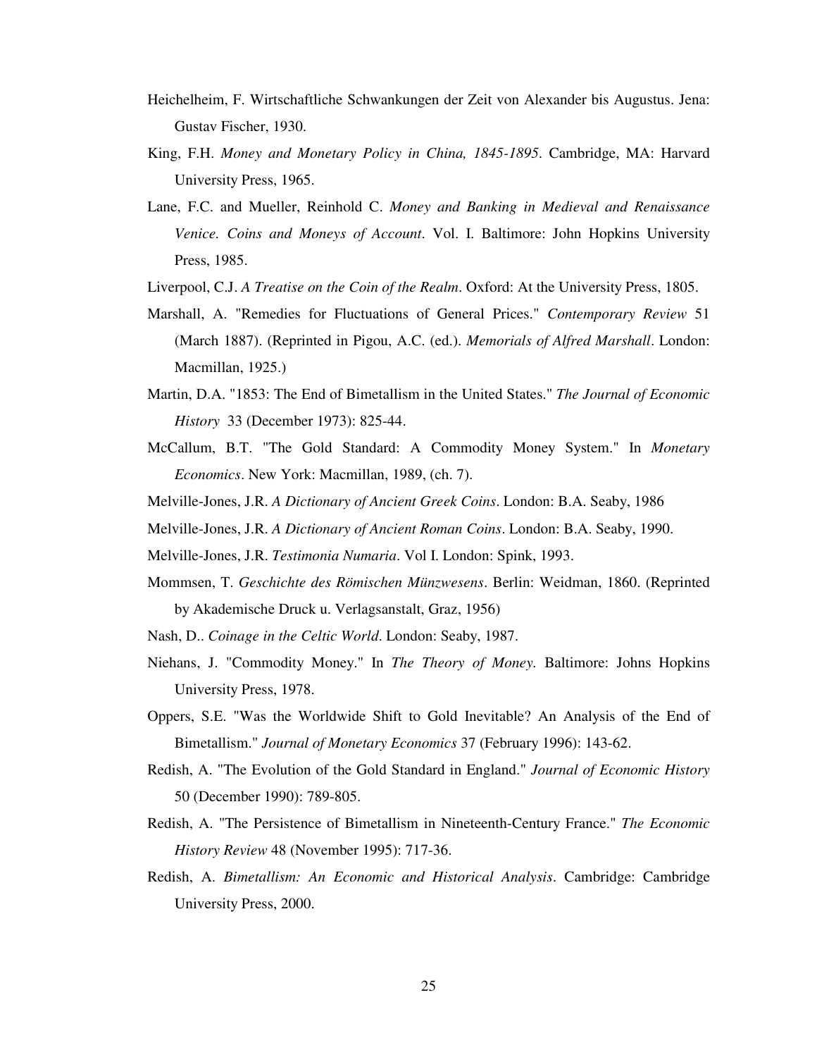Heichelheim, F. Wirtschaftliche Schwankungen der Zeit von Alexander bis Augustus. Jena: Gustav Fischer, 1930.

King, F.H. *Money and Monetary Policy in China, 1845-1895*. Cambridge, MA: Harvard University Press, 1965.

Lane, F.C. and Mueller, Reinhold C. *Money and Banking in Medieval and Renaissance Venice. Coins and Moneys of Account*. Vol. I. Baltimore: John Hopkins University Press, 1985.

Liverpool, C.J. *A Treatise on the Coin of the Realm*. Oxford: At the University Press, 1805.

Marshall, A. "Remedies for Fluctuations of General Prices." *Contemporary Review* 51 (March 1887). (Reprinted in Pigou, A.C. (ed.). *Memorials of Alfred Marshall*. London: Macmillan, 1925.)

Martin, D.A. "1853: The End of Bimetallism in the United States." *The Journal of Economic History* 33 (December 1973): 825-44.

McCallum, B.T. "The Gold Standard: A Commodity Money System." In *Monetary Economics*. New York: Macmillan, 1989, (ch. 7).

Melville-Jones, J.R. *A Dictionary of Ancient Greek Coins*. London: B.A. Seaby, 1986

Melville-Jones, J.R. *A Dictionary of Ancient Roman Coins*. London: B.A. Seaby, 1990.

Melville-Jones, J.R. *Testimonia Numaria*. Vol I. London: Spink, 1993.

Mommsen, T. *Geschichte des Römischen Münzwesens*. Berlin: Weidman, 1860. (Reprinted by Akademische Druck u. Verlagsanstalt, Graz, 1956)

Nash, D.. *Coinage in the Celtic World*. London: Seaby, 1987.

Niehans, J. "Commodity Money." In *The Theory of Money*. Baltimore: Johns Hopkins University Press, 1978.

Oppers, S.E. "Was the Worldwide Shift to Gold Inevitable? An Analysis of the End of Bimetallism." *Journal of Monetary Economics* 37 (February 1996): 143-62.

Redish, A. "The Evolution of the Gold Standard in England." *Journal of Economic History* 50 (December 1990): 789-805.

Redish, A. "The Persistence of Bimetallism in Nineteenth-Century France." *The Economic History Review* 48 (November 1995): 717-36.

Redish, A. *Bimetallism: An Economic and Historical Analysis*. Cambridge: Cambridge University Press, 2000.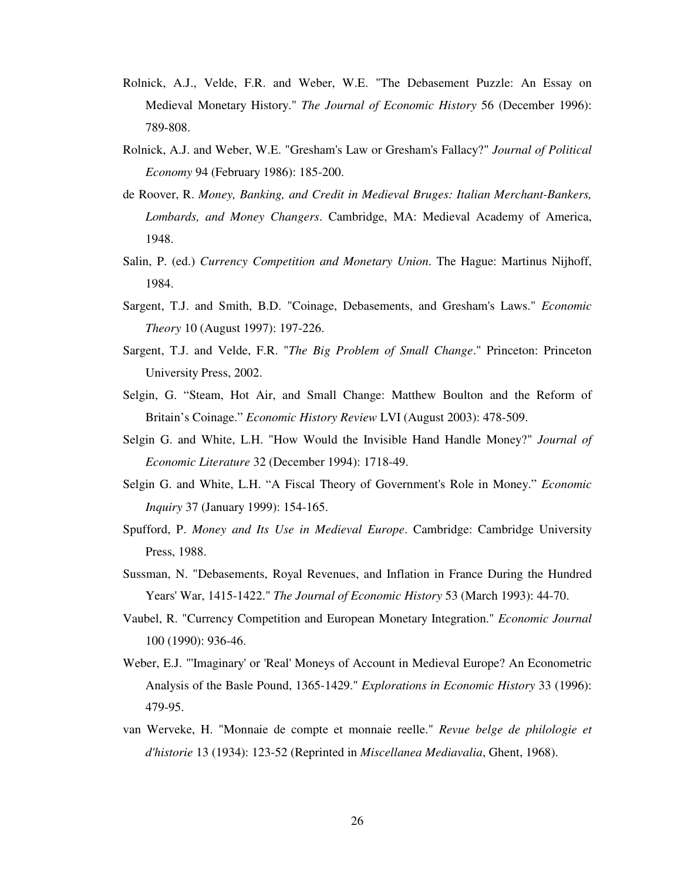Rolnick, A.J., Velde, F.R. and Weber, W.E. "The Debasement Puzzle: An Essay on Medieval Monetary History." *The Journal of Economic History* 56 (December 1996): 789-808.

Rolnick, A.J. and Weber, W.E. "Gresham's Law or Gresham's Fallacy?" *Journal of Political Economy* 94 (February 1986): 185-200.

de Roover, R. *Money, Banking, and Credit in Medieval Bruges: Italian Merchant-Bankers, Lombards, and Money Changers*. Cambridge, MA: Medieval Academy of America, 1948.

Salin, P. (ed.) *Currency Competition and Monetary Union*. The Hague: Martinus Nijhoff, 1984.

Sargent, T.J. and Smith, B.D. "Coinage, Debasements, and Gresham's Laws." *Economic Theory* 10 (August 1997): 197-226.

Sargent, T.J. and Velde, F.R. "*The Big Problem of Small Change*." Princeton: Princeton University Press, 2002.

Selgin, G. "Steam, Hot Air, and Small Change: Matthew Boulton and the Reform of Britain's Coinage." *Economic History Review* LVI (August 2003): 478-509.

Selgin G. and White, L.H. "How Would the Invisible Hand Handle Money?" *Journal of Economic Literature* 32 (December 1994): 1718-49.

Selgin G. and White, L.H. "A Fiscal Theory of Government's Role in Money." *Economic Inquiry* 37 (January 1999): 154-165.

Spufford, P. *Money and Its Use in Medieval Europe*. Cambridge: Cambridge University Press, 1988.

Sussman, N. "Debasements, Royal Revenues, and Inflation in France During the Hundred Years' War, 1415-1422." *The Journal of Economic History* 53 (March 1993): 44-70.

Vaubel, R. "Currency Competition and European Monetary Integration." *Economic Journal* 100 (1990): 936-46.

Weber, E.J. "'Imaginary' or 'Real' Moneys of Account in Medieval Europe? An Econometric Analysis of the Basle Pound, 1365-1429." *Explorations in Economic History* 33 (1996): 479-95.

van Werveke, H. "Monnaie de compte et monnaie reelle." *Revue belge de philologie et d'historie* 13 (1934): 123-52 (Reprinted in *Miscellanea Mediavalia*, Ghent, 1968).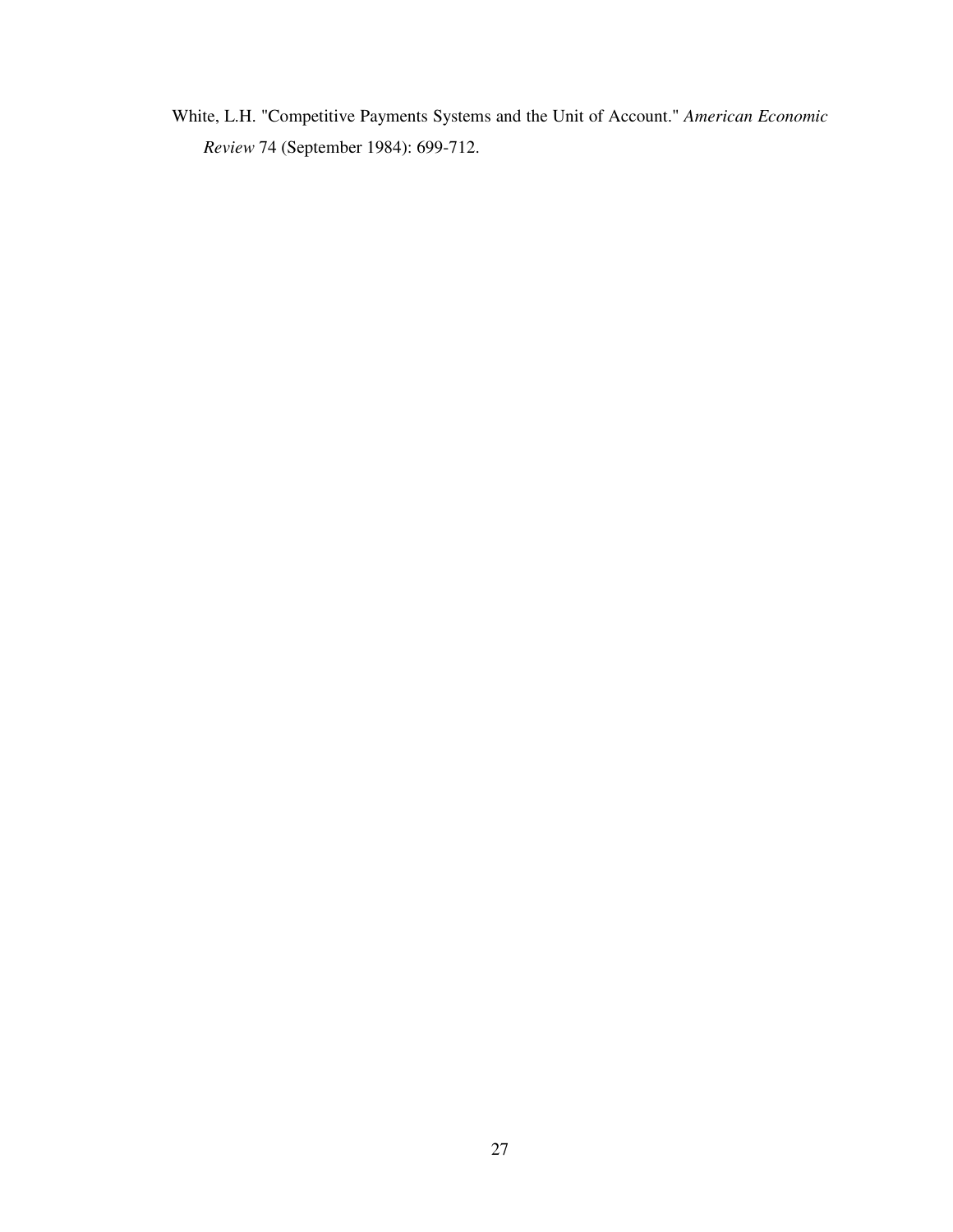White, L.H. "Competitive Payments Systems and the Unit of Account." *American Economic Review* 74 (September 1984): 699-712.